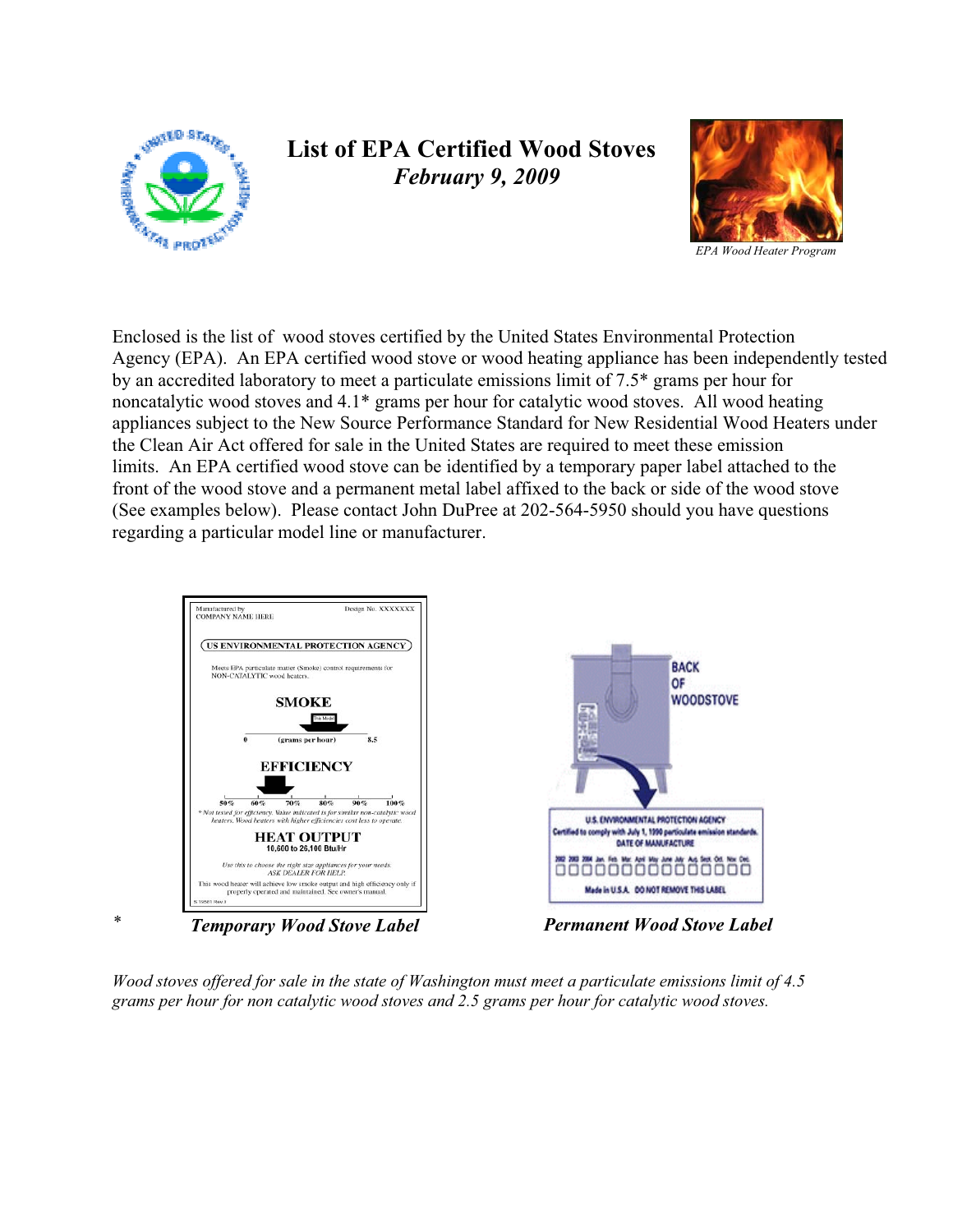# List of EPA Certified Wood Stoves

*February 9, 2009*

*EPA Wood Heater Program*

Enclosed is the list of wood stoves certified by the United States Environmental Protection Agency (EPA). An EPA certified wood stove or wood heating appliance has been independently tested by an accredited laboratory to meet a particulate emissions limit of 7.5* grams per hour for noncatalytic wood stoves and 4.1* grams per hour for catalytic wood stoves. All wood heating appliances subject to the New Source Performance Standard for New Residential Wood Heaters under the Clean Air Act offered for sale in the United States are required to meet these emission limits. An EPA certified wood stove can be identified by a temporary paper label attached to the front of the wood stove and a permanent metal label affixed to the back or side of the wood stove (See examples below). Please contact John DuPree at 202-564-5950 should you have questions regarding a particular model line or manufacturer.

***Temporary Wood Stove Label***

***Permanent Wood Stove Label***

*

*Wood stoves offered for sale in the state of Washington must meet a particulate emissions limit of 4.5 grams per hour for non catalytic wood stoves and 2.5 grams per hour for catalytic wood stoves.*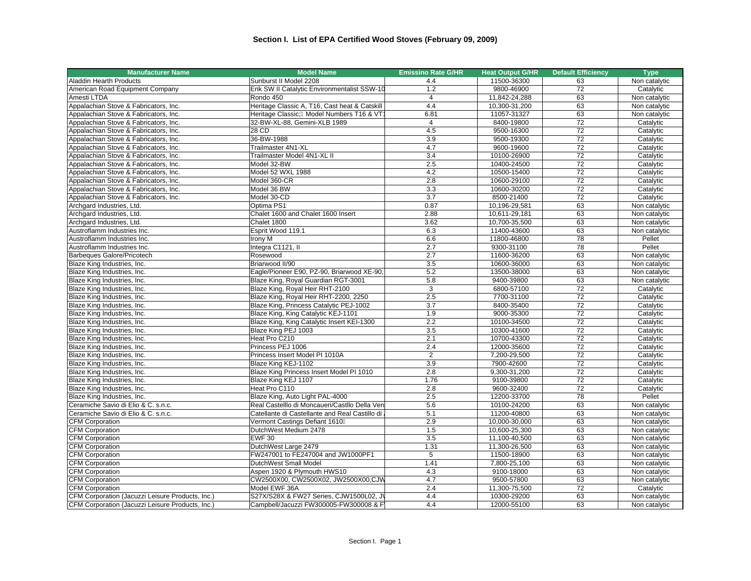## Section I. List of EPA Certified Wood Stoves (February 09, 2009)

| Manufacturer Name | Model Name | Emissino Rate G/HR | Heat Output G/HR | Default Efficiency | Type |
|---|---|---|---|---|---|
| Aladdin Hearth Products | Sunburst II Model 2208 | 4.4 | 11500-36300 | 63 | Non catalytic |
| American Road Equipment Company | Erik SW II Catalytic Environmentalist SSW-10 | 1.2 | 9800-46900 | 72 | Catalytic |
| Amesti LTDA | Rondo 450 | 4 | 11,842-24,288 | 63 | Non catalytic |
| Appalachian Stove & Fabricators, Inc. | Heritage Classic A, T16, Cast heat & Catskill | 4.4 | 10,300-31,200 | 63 | Non catalytic |
| Appalachian Stove & Fabricators, Inc. | Heritage Classic; Model Numbers T16 & VT1 | 6.81 | 11057-31327 | 63 | Non catalytic |
| Appalachian Stove & Fabricators, Inc. | 32-BW-XL-88, Gemini-XLB 1989 | 4 | 8400-19800 | 72 | Catalytic |
| Appalachian Stove & Fabricators, Inc. | 28 CD | 4.5 | 9500-16300 | 72 | Catalytic |
| Appalachian Stove & Fabricators, Inc. | 36-BW-1988 | 3.9 | 9500-19300 | 72 | Catalytic |
| Appalachian Stove & Fabricators, Inc. | Trailmaster 4N1-XL | 4.7 | 9600-19600 | 72 | Catalytic |
| Appalachian Stove & Fabricators, Inc. | Trailmaster Model 4N1-XL II | 3.4 | 10100-26900 | 72 | Catalytic |
| Appalachian Stove & Fabricators, Inc. | Model 32-BW | 2.5 | 10400-24500 | 72 | Catalytic |
| Appalachian Stove & Fabricators, Inc. | Model 52 WXL 1988 | 4.2 | 10500-15400 | 72 | Catalytic |
| Appalachian Stove & Fabricators, Inc. | Model 360-CR | 2.8 | 10600-29100 | 72 | Catalytic |
| Appalachian Stove & Fabricators, Inc. | Model 36 BW | 3.3 | 10600-30200 | 72 | Catalytic |
| Appalachian Stove & Fabricators, Inc. | Model 30-CD | 3.7 | 8500-21400 | 72 | Catalytic |
| Archgard Industries, Ltd. | Optima PS1 | 0.87 | 10,196-29,581 | 63 | Non catalytic |
| Archgard Industries, Ltd. | Chalet 1600 and Chalet 1600 Insert | 2.88 | 10,611-29,181 | 63 | Non catalytic |
| Archgard Industries, Ltd. | Chalet 1800 | 3.62 | 10,700-35,500 | 63 | Non catalytic |
| Austroflamm Industries Inc. | Esprit Wood 119.1 | 6.3 | 11400-43600 | 63 | Non catalytic |
| Austroflamm Industries Inc. | Irony M | 6.6 | 11800-46800 | 78 | Pellet |
| Austroflamm Industries Inc. | Integra C1121, II | 2.7 | 9300-31100 | 78 | Pellet |
| Barbeques Galore/Pricotech | Rosewood | 2.7 | 11600-36200 | 63 | Non catalytic |
| Blaze King Industries, Inc. | Briarwood II/90 | 3.5 | 10600-36000 | 63 | Non catalytic |
| Blaze King Industries, Inc. | Eagle/Pioneer E90, PZ-90, Briarwood XE-90, | 5.2 | 13500-38000 | 63 | Non catalytic |
| Blaze King Industries, Inc. | Blaze King, Royal Guardian RGT-3001 | 5.8 | 9400-39800 | 63 | Non catalytic |
| Blaze King Industries, Inc. | Blaze King, Royal Heir RHT-2100 | 3 | 6800-57100 | 72 | Catalytic |
| Blaze King Industries, Inc. | Blaze King, Royal Heir RHT-2200, 2250 | 2.5 | 7700-31100 | 72 | Catalytic |
| Blaze King Industries, Inc. | Blaze King, Princess Catalytic PEJ-1002 | 3.7 | 8400-35400 | 72 | Catalytic |
| Blaze King Industries, Inc. | Blaze King, King Catalytic KEJ-1101 | 1.9 | 9000-35300 | 72 | Catalytic |
| Blaze King Industries, Inc. | Blaze King, King Catalytic Insert KEI-1300 | 2.2 | 10100-34500 | 72 | Catalytic |
| Blaze King Industries, Inc. | Blaze King PEJ 1003 | 3.5 | 10300-41600 | 72 | Catalytic |
| Blaze King Industries, Inc. | Heat Pro C210 | 2.1 | 10700-43300 | 72 | Catalytic |
| Blaze King Industries, Inc. | Princess PEJ 1006 | 2.4 | 12000-35600 | 72 | Catalytic |
| Blaze King Industries, Inc. | Princess Insert Model PI 1010A | 2 | 7,200-29,500 | 72 | Catalytic |
| Blaze King Industries, Inc. | Blaze King KEJ-1102 | 3.9 | 7900-42600 | 72 | Catalytic |
| Blaze King Industries, Inc. | Blaze King Princess Insert Model PI 1010 | 2.8 | 9,300-31,200 | 72 | Catalytic |
| Blaze King Industries, Inc. | Blaze King KEJ 1107 | 1.76 | 9100-39800 | 72 | Catalytic |
| Blaze King Industries, Inc. | Heat Pro C110 | 2.8 | 9600-32400 | 72 | Catalytic |
| Blaze King Industries, Inc. | Blaze King, Auto Light PAL-4000 | 2.5 | 12200-33700 | 78 | Pellet |
| Ceramiche Savio di Elio & C. s.n.c. | Real Castelllo di Moncaueri/Castllo Della Ven | 5.6 | 10100-24200 | 63 | Non catalytic |
| Ceramiche Savio di Elio & C. s.n.c. | Catellante di Castellante and Real Castillo di | 5.1 | 11200-40800 | 63 | Non catalytic |
| CFM Corporation | Vermont Castings Defiant 1610 | 2.9 | 10,000-30,000 | 63 | Non catalytic |
| CFM Corporation | DutchWest Medium 2478 | 1.5 | 10,600-25,300 | 63 | Non catalytic |
| CFM Corporation | EWF 30 | 3.5 | 11,100-40,500 | 63 | Non catalytic |
| CFM Corporation | DutchWest Large 2479 | 1.31 | 11,300-26,500 | 63 | Non catalytic |
| CFM Corporation | FW247001 to FE247004 and JW1000PF1 | 5 | 11500-18900 | 63 | Non catalytic |
| CFM Corporation | DutchWest Small Model | 1.41 | 7,800-25,100 | 63 | Non catalytic |
| CFM Corporation | Aspen 1920 & Plymouth HWS10 | 4.3 | 9100-18000 | 63 | Non catalytic |
| CFM Corporation | CW2500X00, CW2500X02, JW2500X00,CJW | 4.7 | 9500-57800 | 63 | Non catalytic |
| CFM Corporation | Model EWF 36A | 2.4 | 11,300-75,500 | 72 | Catalytic |
| CFM Corporation (Jacuzzi Leisure Products, Inc.) | S27X/S28X & FW27 Series, CJW1500L02, J | 4.4 | 10300-29200 | 63 | Non catalytic |
| CFM Corporation (Jacuzzi Leisure Products, Inc.) | Campbell/Jacuzzi FW300005-FW300008 & F | 4.4 | 12000-55100 | 63 | Non catalytic |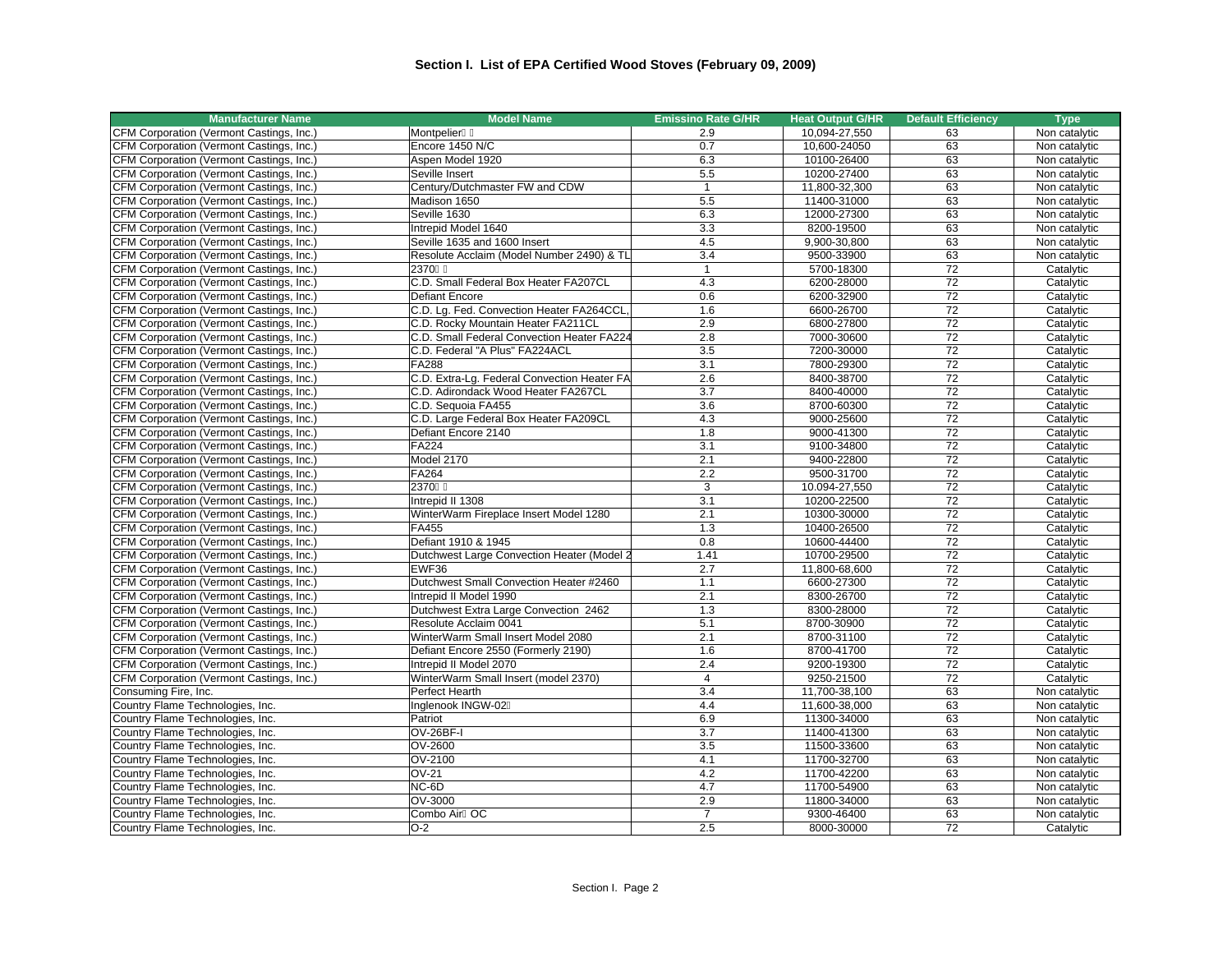## Section I. List of EPA Certified Wood Stoves (February 09, 2009)

| Manufacturer Name | Model Name | Emissino Rate G/HR | Heat Output G/HR | Default Efficiency | Type |
|---|---|---|---|---|---|
| CFM Corporation (Vermont Castings, Inc.) | Montpelier | 2.9 | 10,094-27,550 | 63 | Non catalytic |
| CFM Corporation (Vermont Castings, Inc.) | Encore 1450 N/C | 0.7 | 10,600-24050 | 63 | Non catalytic |
| CFM Corporation (Vermont Castings, Inc.) | Aspen Model 1920 | 6.3 | 10100-26400 | 63 | Non catalytic |
| CFM Corporation (Vermont Castings, Inc.) | Seville Insert | 5.5 | 10200-27400 | 63 | Non catalytic |
| CFM Corporation (Vermont Castings, Inc.) | Century/Dutchmaster FW and CDW | 1 | 11,800-32,300 | 63 | Non catalytic |
| CFM Corporation (Vermont Castings, Inc.) | Madison 1650 | 5.5 | 11400-31000 | 63 | Non catalytic |
| CFM Corporation (Vermont Castings, Inc.) | Seville 1630 | 6.3 | 12000-27300 | 63 | Non catalytic |
| CFM Corporation (Vermont Castings, Inc.) | Intrepid Model 1640 | 3.3 | 8200-19500 | 63 | Non catalytic |
| CFM Corporation (Vermont Castings, Inc.) | Seville 1635 and 1600 Insert | 4.5 | 9,900-30,800 | 63 | Non catalytic |
| CFM Corporation (Vermont Castings, Inc.) | Resolute Acclaim (Model Number 2490) & TL | 3.4 | 9500-33900 | 63 | Non catalytic |
| CFM Corporation (Vermont Castings, Inc.) | 2370 | 1 | 5700-18300 | 72 | Catalytic |
| CFM Corporation (Vermont Castings, Inc.) | C.D. Small Federal Box Heater FA207CL | 4.3 | 6200-28000 | 72 | Catalytic |
| CFM Corporation (Vermont Castings, Inc.) | Defiant Encore | 0.6 | 6200-32900 | 72 | Catalytic |
| CFM Corporation (Vermont Castings, Inc.) | C.D. Lg. Fed. Convection Heater FA264CCL, | 1.6 | 6600-26700 | 72 | Catalytic |
| CFM Corporation (Vermont Castings, Inc.) | C.D. Rocky Mountain Heater FA211CL | 2.9 | 6800-27800 | 72 | Catalytic |
| CFM Corporation (Vermont Castings, Inc.) | C.D. Small Federal Convection Heater FA224 | 2.8 | 7000-30600 | 72 | Catalytic |
| CFM Corporation (Vermont Castings, Inc.) | C.D. Federal "A Plus" FA224ACL | 3.5 | 7200-30000 | 72 | Catalytic |
| CFM Corporation (Vermont Castings, Inc.) | FA288 | 3.1 | 7800-29300 | 72 | Catalytic |
| CFM Corporation (Vermont Castings, Inc.) | C.D. Extra-Lg. Federal Convection Heater FA | 2.6 | 8400-38700 | 72 | Catalytic |
| CFM Corporation (Vermont Castings, Inc.) | C.D. Adirondack Wood Heater FA267CL | 3.7 | 8400-40000 | 72 | Catalytic |
| CFM Corporation (Vermont Castings, Inc.) | C.D. Sequoia FA455 | 3.6 | 8700-60300 | 72 | Catalytic |
| CFM Corporation (Vermont Castings, Inc.) | C.D. Large Federal Box Heater FA209CL | 4.3 | 9000-25600 | 72 | Catalytic |
| CFM Corporation (Vermont Castings, Inc.) | Defiant Encore 2140 | 1.8 | 9000-41300 | 72 | Catalytic |
| CFM Corporation (Vermont Castings, Inc.) | FA224 | 3.1 | 9100-34800 | 72 | Catalytic |
| CFM Corporation (Vermont Castings, Inc.) | Model 2170 | 2.1 | 9400-22800 | 72 | Catalytic |
| CFM Corporation (Vermont Castings, Inc.) | FA264 | 2.2 | 9500-31700 | 72 | Catalytic |
| CFM Corporation (Vermont Castings, Inc.) | 2370 | 3 | 10.094-27,550 | 72 | Catalytic |
| CFM Corporation (Vermont Castings, Inc.) | Intrepid II 1308 | 3.1 | 10200-22500 | 72 | Catalytic |
| CFM Corporation (Vermont Castings, Inc.) | WinterWarm Fireplace Insert Model 1280 | 2.1 | 10300-30000 | 72 | Catalytic |
| CFM Corporation (Vermont Castings, Inc.) | FA455 | 1.3 | 10400-26500 | 72 | Catalytic |
| CFM Corporation (Vermont Castings, Inc.) | Defiant 1910 & 1945 | 0.8 | 10600-44400 | 72 | Catalytic |
| CFM Corporation (Vermont Castings, Inc.) | Dutchwest Large Convection Heater (Model 2 | 1.41 | 10700-29500 | 72 | Catalytic |
| CFM Corporation (Vermont Castings, Inc.) | EWF36 | 2.7 | 11,800-68,600 | 72 | Catalytic |
| CFM Corporation (Vermont Castings, Inc.) | Dutchwest Small Convection Heater #2460 | 1.1 | 6600-27300 | 72 | Catalytic |
| CFM Corporation (Vermont Castings, Inc.) | Intrepid II Model 1990 | 2.1 | 8300-26700 | 72 | Catalytic |
| CFM Corporation (Vermont Castings, Inc.) | Dutchwest Extra Large Convection 2462 | 1.3 | 8300-28000 | 72 | Catalytic |
| CFM Corporation (Vermont Castings, Inc.) | Resolute Acclaim 0041 | 5.1 | 8700-30900 | 72 | Catalytic |
| CFM Corporation (Vermont Castings, Inc.) | WinterWarm Small Insert Model 2080 | 2.1 | 8700-31100 | 72 | Catalytic |
| CFM Corporation (Vermont Castings, Inc.) | Defiant Encore 2550 (Formerly 2190) | 1.6 | 8700-41700 | 72 | Catalytic |
| CFM Corporation (Vermont Castings, Inc.) | Intrepid II Model 2070 | 2.4 | 9200-19300 | 72 | Catalytic |
| CFM Corporation (Vermont Castings, Inc.) | WinterWarm Small Insert (model 2370) | 4 | 9250-21500 | 72 | Catalytic |
| Consuming Fire, Inc. | Perfect Hearth | 3.4 | 11,700-38,100 | 63 | Non catalytic |
| Country Flame Technologies, Inc. | Inglenook INGW-02 | 4.4 | 11,600-38,000 | 63 | Non catalytic |
| Country Flame Technologies, Inc. | Patriot | 6.9 | 11300-34000 | 63 | Non catalytic |
| Country Flame Technologies, Inc. | OV-26BF-I | 3.7 | 11400-41300 | 63 | Non catalytic |
| Country Flame Technologies, Inc. | OV-2600 | 3.5 | 11500-33600 | 63 | Non catalytic |
| Country Flame Technologies, Inc. | OV-2100 | 4.1 | 11700-32700 | 63 | Non catalytic |
| Country Flame Technologies, Inc. | OV-21 | 4.2 | 11700-42200 | 63 | Non catalytic |
| Country Flame Technologies, Inc. | NC-6D | 4.7 | 11700-54900 | 63 | Non catalytic |
| Country Flame Technologies, Inc. | OV-3000 | 2.9 | 11800-34000 | 63 | Non catalytic |
| Country Flame Technologies, Inc. | Combo Air OC | 7 | 9300-46400 | 63 | Non catalytic |
| Country Flame Technologies, Inc. | O-2 | 2.5 | 8000-30000 | 72 | Catalytic |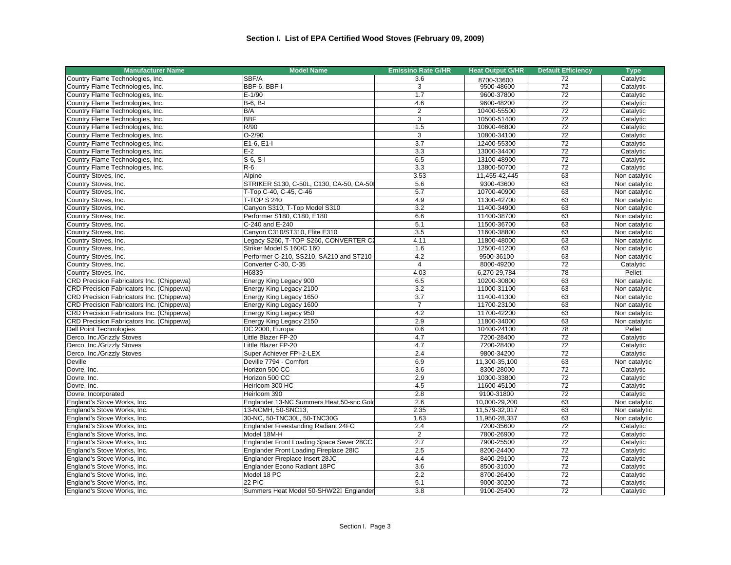## Section I. List of EPA Certified Wood Stoves (February 09, 2009)

| Manufacturer Name | Model Name | Emissino Rate G/HR | Heat Output G/HR | Default Efficiency | Type |
|---|---|---|---|---|---|
| Country Flame Technologies, Inc. | SBF/A | 3.6 | 8700-33600 | 72 | Catalytic |
| Country Flame Technologies, Inc. | BBF-6, BBF-I | 3 | 9500-48600 | 72 | Catalytic |
| Country Flame Technologies, Inc. | E-1/90 | 1.7 | 9600-37800 | 72 | Catalytic |
| Country Flame Technologies, Inc. | B-6, B-I | 4.6 | 9600-48200 | 72 | Catalytic |
| Country Flame Technologies, Inc. | B/A | 2 | 10400-55500 | 72 | Catalytic |
| Country Flame Technologies, Inc. | BBF | 3 | 10500-51400 | 72 | Catalytic |
| Country Flame Technologies, Inc. | R/90 | 1.5 | 10600-46800 | 72 | Catalytic |
| Country Flame Technologies, Inc. | O-2/90 | 3 | 10800-34100 | 72 | Catalytic |
| Country Flame Technologies, Inc. | E1-6, E1-I | 3.7 | 12400-55300 | 72 | Catalytic |
| Country Flame Technologies, Inc. | E-2 | 3.3 | 13000-34400 | 72 | Catalytic |
| Country Flame Technologies, Inc. | S-6, S-I | 6.5 | 13100-48900 | 72 | Catalytic |
| Country Flame Technologies, Inc. | R-6 | 3.3 | 13800-50700 | 72 | Catalytic |
| Country Stoves, Inc. | Alpine | 3.53 | 11,455-42,445 | 63 | Non catalytic |
| Country Stoves, Inc. | STRIKER S130, C-50L, C130, CA-50, CA-50 | 5.6 | 9300-43600 | 63 | Non catalytic |
| Country Stoves, Inc. | T-Top C-40, C-45, C-46 | 5.7 | 10700-40900 | 63 | Non catalytic |
| Country Stoves, Inc. | T-TOP S 240 | 4.9 | 11300-42700 | 63 | Non catalytic |
| Country Stoves, Inc. | Canyon S310, T-Top Model S310 | 3.2 | 11400-34900 | 63 | Non catalytic |
| Country Stoves, Inc. | Performer S180, C180, E180 | 6.6 | 11400-38700 | 63 | Non catalytic |
| Country Stoves, Inc. | C-240 and E-240 | 5.1 | 11500-36700 | 63 | Non catalytic |
| Country Stoves, Inc. | Canyon C310/ST310, Elite E310 | 3.5 | 11600-38800 | 63 | Non catalytic |
| Country Stoves, Inc. | Legacy S260, T-TOP S260, CONVERTER C2 | 4.11 | 11800-48000 | 63 | Non catalytic |
| Country Stoves, Inc. | Striker Model S 160/C 160 | 1.6 | 12500-41200 | 63 | Non catalytic |
| Country Stoves, Inc. | Performer C-210, SS210, SA210 and ST210 | 4.2 | 9500-36100 | 63 | Non catalytic |
| Country Stoves, Inc. | Converter C-30, C-35 | 4 | 8000-49200 | 72 | Catalytic |
| Country Stoves, Inc. | H6839 | 4.03 | 6,270-29,784 | 78 | Pellet |
| CRD Precision Fabricators Inc. (Chippewa) | Energy King Legacy 900 | 6.5 | 10200-30800 | 63 | Non catalytic |
| CRD Precision Fabricators Inc. (Chippewa) | Energy King Legacy 2100 | 3.2 | 11000-31100 | 63 | Non catalytic |
| CRD Precision Fabricators Inc. (Chippewa) | Energy King Legacy 1650 | 3.7 | 11400-41300 | 63 | Non catalytic |
| CRD Precision Fabricators Inc. (Chippewa) | Energy King Legacy 1600 | 7 | 11700-23100 | 63 | Non catalytic |
| CRD Precision Fabricators Inc. (Chippewa) | Energy King Legacy 950 | 4.2 | 11700-42200 | 63 | Non catalytic |
| CRD Precision Fabricators Inc. (Chippewa) | Energy King Legacy 2150 | 2.9 | 11800-34000 | 63 | Non catalytic |
| Dell Point Technologies | DC 2000, Europa | 0.6 | 10400-24100 | 78 | Pellet |
| Derco, Inc./Grizzly Stoves | Little Blazer FP-20 | 4.7 | 7200-28400 | 72 | Catalytic |
| Derco, Inc./Grizzly Stoves | Little Blazer FP-20 | 4.7 | 7200-28400 | 72 | Catalytic |
| Derco, Inc./Grizzly Stoves | Super Achiever FPI-2-LEX | 2.4 | 9800-34200 | 72 | Catalytic |
| Deville | Deville 7794 - Comfort | 6.9 | 11,300-35,100 | 63 | Non catalytic |
| Dovre, Inc. | Horizon 500 CC | 3.6 | 8300-28000 | 72 | Catalytic |
| Dovre, Inc. | Horizon 500 CC | 2.9 | 10300-33800 | 72 | Catalytic |
| Dovre, Inc. | Heirloom 300 HC | 4.5 | 11600-45100 | 72 | Catalytic |
| Dovre, Incorporated | Heirloom 390 | 2.8 | 9100-31800 | 72 | Catalytic |
| England's Stove Works, Inc. | Englander 13-NC Summers Heat,50-snc Gold | 2.6 | 10,000-29,200 | 63 | Non catalytic |
| England's Stove Works, Inc. | 13-NCMH, 50-SNC13, | 2.35 | 11,579-32,017 | 63 | Non catalytic |
| England's Stove Works, Inc. | 30-NC, 50-TNC30L, 50-TNC30G | 1.63 | 11,950-28,337 | 63 | Non catalytic |
| England's Stove Works, Inc. | Englander Freestanding Radiant 24FC | 2.4 | 7200-35600 | 72 | Catalytic |
| England's Stove Works, Inc. | Model 18M-H | 2 | 7800-26900 | 72 | Catalytic |
| England's Stove Works, Inc. | Englander Front Loading Space Saver 28CC | 2.7 | 7900-25500 | 72 | Catalytic |
| England's Stove Works, Inc. | Englander Front Loading Fireplace 28IC | 2.5 | 8200-24400 | 72 | Catalytic |
| England's Stove Works, Inc. | Englander Fireplace Insert 28JC | 4.4 | 8400-29100 | 72 | Catalytic |
| England's Stove Works, Inc. | Englander Econo Radiant 18PC | 3.6 | 8500-31000 | 72 | Catalytic |
| England's Stove Works, Inc. | Model 18 PC | 2.2 | 8700-26400 | 72 | Catalytic |
| England's Stove Works, Inc. | 22 PIC | 5.1 | 9000-30200 | 72 | Catalytic |
| England's Stove Works, Inc. | Summers Heat Model 50-SHW22 Englander | 3.8 | 9100-25400 | 72 | Catalytic |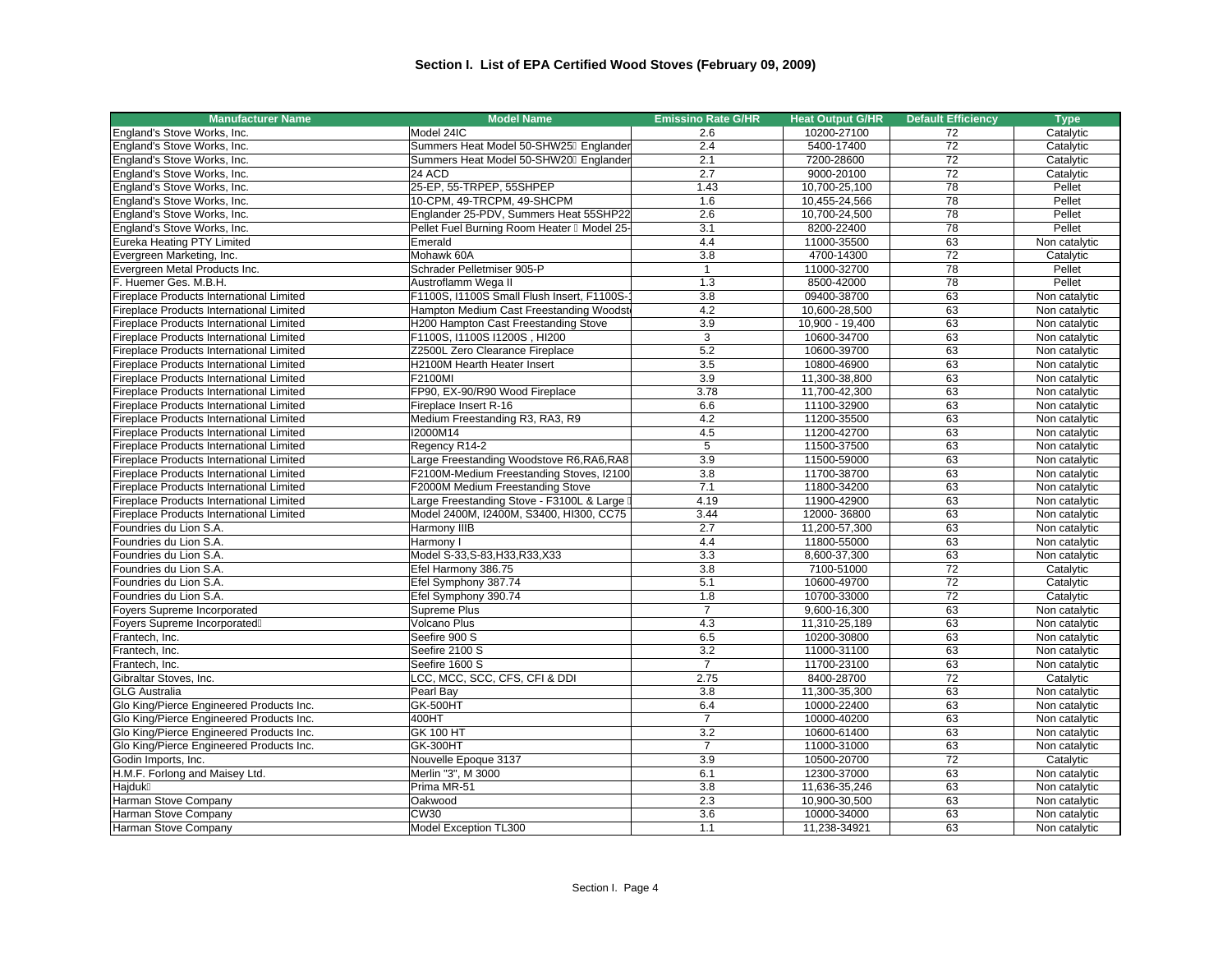# Section I. List of EPA Certified Wood Stoves (February 09, 2009)

| Manufacturer Name | Model Name | Emissino Rate G/HR | Heat Output G/HR | Default Efficiency | Type |
|---|---|---|---|---|---|
| England's Stove Works, Inc. | Model 24IC | 2.6 | 10200-27100 | 72 | Catalytic |
| England's Stove Works, Inc. | Summers Heat Model 50-SHW25 Englander | 2.4 | 5400-17400 | 72 | Catalytic |
| England's Stove Works, Inc. | Summers Heat Model 50-SHW20 Englander | 2.1 | 7200-28600 | 72 | Catalytic |
| England's Stove Works, Inc. | 24 ACD | 2.7 | 9000-20100 | 72 | Catalytic |
| England's Stove Works, Inc. | 25-EP, 55-TRPEP, 55SHPEP | 1.43 | 10,700-25,100 | 78 | Pellet |
| England's Stove Works, Inc. | 10-CPM, 49-TRCPM, 49-SHCPM | 1.6 | 10,455-24,566 | 78 | Pellet |
| England's Stove Works, Inc. | Englander 25-PDV, Summers Heat 55SHP22 | 2.6 | 10,700-24,500 | 78 | Pellet |
| England's Stove Works, Inc. | Pellet Fuel Burning Room Heater Model 25- | 3.1 | 8200-22400 | 78 | Pellet |
| Eureka Heating PTY Limited | Emerald | 4.4 | 11000-35500 | 63 | Non catalytic |
| Evergreen Marketing, Inc. | Mohawk 60A | 3.8 | 4700-14300 | 72 | Catalytic |
| Evergreen Metal Products Inc. | Schrader Pelletmiser 905-P | 1 | 11000-32700 | 78 | Pellet |
| F. Huemer Ges. M.B.H. | Austroflamm Wega II | 1.3 | 8500-42000 | 78 | Pellet |
| Fireplace Products International Limited | F1100S, I1100S Small Flush Insert, F1100S- | 3.8 | 09400-38700 | 63 | Non catalytic |
| Fireplace Products International Limited | Hampton Medium Cast Freestanding Woodst | 4.2 | 10,600-28,500 | 63 | Non catalytic |
| Fireplace Products International Limited | H200 Hampton Cast Freestanding Stove | 3.9 | 10,900 - 19,400 | 63 | Non catalytic |
| Fireplace Products International Limited | F1100S, I1100S I1200S , HI200 | 3 | 10600-34700 | 63 | Non catalytic |
| Fireplace Products International Limited | Z2500L Zero Clearance Fireplace | 5.2 | 10600-39700 | 63 | Non catalytic |
| Fireplace Products International Limited | H2100M Hearth Heater Insert | 3.5 | 10800-46900 | 63 | Non catalytic |
| Fireplace Products International Limited | F2100MI | 3.9 | 11,300-38,800 | 63 | Non catalytic |
| Fireplace Products International Limited | FP90, EX-90/R90 Wood Fireplace | 3.78 | 11,700-42,300 | 63 | Non catalytic |
| Fireplace Products International Limited | Fireplace Insert R-16 | 6.6 | 11100-32900 | 63 | Non catalytic |
| Fireplace Products International Limited | Medium Freestanding R3, RA3, R9 | 4.2 | 11200-35500 | 63 | Non catalytic |
| Fireplace Products International Limited | I2000M14 | 4.5 | 11200-42700 | 63 | Non catalytic |
| Fireplace Products International Limited | Regency R14-2 | 5 | 11500-37500 | 63 | Non catalytic |
| Fireplace Products International Limited | Large Freestanding Woodstove R6,RA6,RA8 | 3.9 | 11500-59000 | 63 | Non catalytic |
| Fireplace Products International Limited | F2100M-Medium Freestanding Stoves, I2100 | 3.8 | 11700-38700 | 63 | Non catalytic |
| Fireplace Products International Limited | F2000M Medium Freestanding Stove | 7.1 | 11800-34200 | 63 | Non catalytic |
| Fireplace Products International Limited | Large Freestanding Stove - F3100L & Large | 4.19 | 11900-42900 | 63 | Non catalytic |
| Fireplace Products International Limited | Model 2400M, I2400M, S3400, HI300, CC75 | 3.44 | 12000- 36800 | 63 | Non catalytic |
| Foundries du Lion S.A. | Harmony IIIB | 2.7 | 11,200-57,300 | 63 | Non catalytic |
| Foundries du Lion S.A. | Harmony I | 4.4 | 11800-55000 | 63 | Non catalytic |
| Foundries du Lion S.A. | Model S-33,S-83,H33,R33,X33 | 3.3 | 8,600-37,300 | 63 | Non catalytic |
| Foundries du Lion S.A. | Efel Harmony 386.75 | 3.8 | 7100-51000 | 72 | Catalytic |
| Foundries du Lion S.A. | Efel Symphony 387.74 | 5.1 | 10600-49700 | 72 | Catalytic |
| Foundries du Lion S.A. | Efel Symphony 390.74 | 1.8 | 10700-33000 | 72 | Catalytic |
| Foyers Supreme Incorporated | Supreme Plus | 7 | 9,600-16,300 | 63 | Non catalytic |
| Foyers Supreme Incorporated | Volcano Plus | 4.3 | 11,310-25,189 | 63 | Non catalytic |
| Frantech, Inc. | Seefire 900 S | 6.5 | 10200-30800 | 63 | Non catalytic |
| Frantech, Inc. | Seefire 2100 S | 3.2 | 11000-31100 | 63 | Non catalytic |
| Frantech, Inc. | Seefire 1600 S | 7 | 11700-23100 | 63 | Non catalytic |
| Gibraltar Stoves, Inc. | LCC, MCC, SCC, CFS, CFI & DDI | 2.75 | 8400-28700 | 72 | Catalytic |
| GLG Australia | Pearl Bay | 3.8 | 11,300-35,300 | 63 | Non catalytic |
| Glo King/Pierce Engineered Products Inc. | GK-500HT | 6.4 | 10000-22400 | 63 | Non catalytic |
| Glo King/Pierce Engineered Products Inc. | 400HT | 7 | 10000-40200 | 63 | Non catalytic |
| Glo King/Pierce Engineered Products Inc. | GK 100 HT | 3.2 | 10600-61400 | 63 | Non catalytic |
| Glo King/Pierce Engineered Products Inc. | GK-300HT | 7 | 11000-31000 | 63 | Non catalytic |
| Godin Imports, Inc. | Nouvelle Epoque 3137 | 3.9 | 10500-20700 | 72 | Catalytic |
| H.M.F. Forlong and Maisey Ltd. | Merlin "3", M 3000 | 6.1 | 12300-37000 | 63 | Non catalytic |
| Hajduk | Prima MR-51 | 3.8 | 11,636-35,246 | 63 | Non catalytic |
| Harman Stove Company | Oakwood | 2.3 | 10,900-30,500 | 63 | Non catalytic |
| Harman Stove Company | CW30 | 3.6 | 10000-34000 | 63 | Non catalytic |
| Harman Stove Company | Model Exception TL300 | 1.1 | 11,238-34921 | 63 | Non catalytic |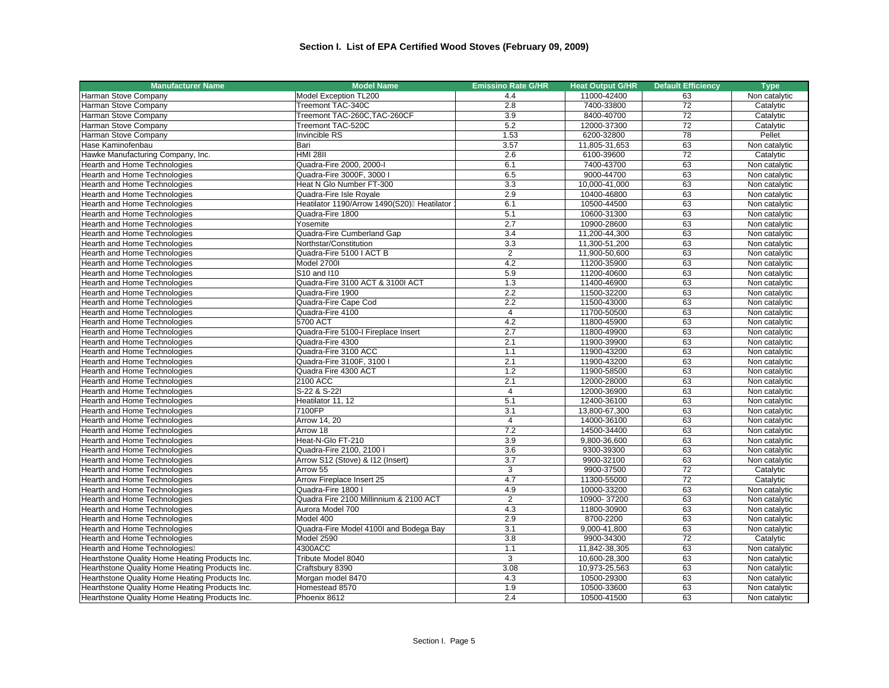## Section I. List of EPA Certified Wood Stoves (February 09, 2009)

| Manufacturer Name | Model Name | Emissino Rate G/HR | Heat Output G/HR | Default Efficiency | Type |
|---|---|---|---|---|---|
| Harman Stove Company | Model Exception TL200 | 4.4 | 11000-42400 | 63 | Non catalytic |
| Harman Stove Company | Treemont TAC-340C | 2.8 | 7400-33800 | 72 | Catalytic |
| Harman Stove Company | Treemont TAC-260C,TAC-260CF | 3.9 | 8400-40700 | 72 | Catalytic |
| Harman Stove Company | Treemont TAC-520C | 5.2 | 12000-37300 | 72 | Catalytic |
| Harman Stove Company | Invincible RS | 1.53 | 6200-32800 | 78 | Pellet |
| Hase Kaminofenbau | Bari | 3.57 | 11,805-31,653 | 63 | Non catalytic |
| Hawke Manufacturing Company, Inc. | HMI 28II | 2.6 | 6100-39600 | 72 | Catalytic |
| Hearth and Home Technologies | Quadra-Fire 2000, 2000-I | 6.1 | 7400-43700 | 63 | Non catalytic |
| Hearth and Home Technologies | Quadra-Fire 3000F, 3000 I | 6.5 | 9000-44700 | 63 | Non catalytic |
| Hearth and Home Technologies | Heat N Glo Number FT-300 | 3.3 | 10,000-41,000 | 63 | Non catalytic |
| Hearth and Home Technologies | Quadra-Fire Isle Royale | 2.9 | 10400-46800 | 63 | Non catalytic |
| Hearth and Home Technologies | Heatilator 1190/Arrow 1490(S20) Heatilator | 6.1 | 10500-44500 | 63 | Non catalytic |
| Hearth and Home Technologies | Quadra-Fire 1800 | 5.1 | 10600-31300 | 63 | Non catalytic |
| Hearth and Home Technologies | Yosemite | 2.7 | 10900-28600 | 63 | Non catalytic |
| Hearth and Home Technologies | Quadra-Fire Cumberland Gap | 3.4 | 11,200-44,300 | 63 | Non catalytic |
| Hearth and Home Technologies | Northstar/Constitution | 3.3 | 11,300-51,200 | 63 | Non catalytic |
| Hearth and Home Technologies | Quadra-Fire 5100 I ACT B | 2 | 11,900-50,600 | 63 | Non catalytic |
| Hearth and Home Technologies | Model 2700I | 4.2 | 11200-35900 | 63 | Non catalytic |
| Hearth and Home Technologies | S10 and I10 | 5.9 | 11200-40600 | 63 | Non catalytic |
| Hearth and Home Technologies | Quadra-Fire 3100 ACT & 3100I ACT | 1.3 | 11400-46900 | 63 | Non catalytic |
| Hearth and Home Technologies | Quadra-Fire 1900 | 2.2 | 11500-32200 | 63 | Non catalytic |
| Hearth and Home Technologies | Quadra-Fire Cape Cod | 2.2 | 11500-43000 | 63 | Non catalytic |
| Hearth and Home Technologies | Quadra-Fire 4100 | 4 | 11700-50500 | 63 | Non catalytic |
| Hearth and Home Technologies | 5700 ACT | 4.2 | 11800-45900 | 63 | Non catalytic |
| Hearth and Home Technologies | Quadra-Fire 5100-I Fireplace Insert | 2.7 | 11800-49900 | 63 | Non catalytic |
| Hearth and Home Technologies | Quadra-Fire 4300 | 2.1 | 11900-39900 | 63 | Non catalytic |
| Hearth and Home Technologies | Quadra-Fire 3100 ACC | 1.1 | 11900-43200 | 63 | Non catalytic |
| Hearth and Home Technologies | Quadra-Fire 3100F, 3100 I | 2.1 | 11900-43200 | 63 | Non catalytic |
| Hearth and Home Technologies | Quadra Fire 4300 ACT | 1.2 | 11900-58500 | 63 | Non catalytic |
| Hearth and Home Technologies | 2100 ACC | 2.1 | 12000-28000 | 63 | Non catalytic |
| Hearth and Home Technologies | S-22 & S-22I | 4 | 12000-36900 | 63 | Non catalytic |
| Hearth and Home Technologies | Heatilator 11, 12 | 5.1 | 12400-36100 | 63 | Non catalytic |
| Hearth and Home Technologies | 7100FP | 3.1 | 13,800-67,300 | 63 | Non catalytic |
| Hearth and Home Technologies | Arrow 14, 20 | 4 | 14000-36100 | 63 | Non catalytic |
| Hearth and Home Technologies | Arrow 18 | 7.2 | 14500-34400 | 63 | Non catalytic |
| Hearth and Home Technologies | Heat-N-Glo FT-210 | 3.9 | 9,800-36,600 | 63 | Non catalytic |
| Hearth and Home Technologies | Quadra-Fire 2100, 2100 I | 3.6 | 9300-39300 | 63 | Non catalytic |
| Hearth and Home Technologies | Arrow S12 (Stove) & I12 (Insert) | 3.7 | 9900-32100 | 63 | Non catalytic |
| Hearth and Home Technologies | Arrow 55 | 3 | 9900-37500 | 72 | Catalytic |
| Hearth and Home Technologies | Arrow Fireplace Insert 25 | 4.7 | 11300-55000 | 72 | Catalytic |
| Hearth and Home Technologies | Quadra-Fire 1800 I | 4.9 | 10000-33200 | 63 | Non catalytic |
| Hearth and Home Technologies | Quadra Fire 2100 Millinnium & 2100 ACT | 2 | 10900- 37200 | 63 | Non catalytic |
| Hearth and Home Technologies | Aurora Model 700 | 4.3 | 11800-30900 | 63 | Non catalytic |
| Hearth and Home Technologies | Model 400 | 2.9 | 8700-2200 | 63 | Non catalytic |
| Hearth and Home Technologies | Quadra-Fire Model 4100I and Bodega Bay | 3.1 | 9,000-41,800 | 63 | Non catalytic |
| Hearth and Home Technologies | Model 2590 | 3.8 | 9900-34300 | 72 | Catalytic |
| Hearth and Home Technologies | 4300ACC | 1.1 | 11,842-38,305 | 63 | Non catalytic |
| Hearthstone Quality Home Heating Products Inc. | Tribute Model 8040 | 3 | 10,600-28,300 | 63 | Non catalytic |
| Hearthstone Quality Home Heating Products Inc. | Craftsbury 8390 | 3.08 | 10,973-25,563 | 63 | Non catalytic |
| Hearthstone Quality Home Heating Products Inc. | Morgan model 8470 | 4.3 | 10500-29300 | 63 | Non catalytic |
| Hearthstone Quality Home Heating Products Inc. | Homestead 8570 | 1.9 | 10500-33600 | 63 | Non catalytic |
| Hearthstone Quality Home Heating Products Inc. | Phoenix 8612 | 2.4 | 10500-41500 | 63 | Non catalytic |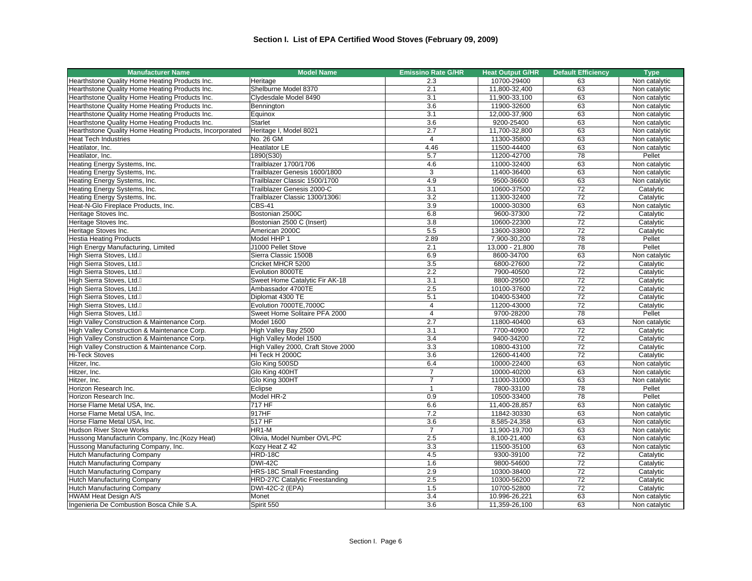## Section I. List of EPA Certified Wood Stoves (February 09, 2009)

| Manufacturer Name | Model Name | Emissino Rate G/HR | Heat Output G/HR | Default Efficiency | Type |
|---|---|---|---|---|---|
| Hearthstone Quality Home Heating Products Inc. | Heritage | 2.3 | 10700-29400 | 63 | Non catalytic |
| Hearthstone Quality Home Heating Products Inc. | Shelburne Model 8370 | 2.1 | 11,800-32,400 | 63 | Non catalytic |
| Hearthstone Quality Home Heating Products Inc. | Clydesdale Model 8490 | 3.1 | 11,900-33,100 | 63 | Non catalytic |
| Hearthstone Quality Home Heating Products Inc. | Bennington | 3.6 | 11900-32600 | 63 | Non catalytic |
| Hearthstone Quality Home Heating Products Inc. | Equinox | 3.1 | 12,000-37,900 | 63 | Non catalytic |
| Hearthstone Quality Home Heating Products Inc. | Starlet | 3.6 | 9200-25400 | 63 | Non catalytic |
| Hearthstone Quality Home Heating Products, Incorporated | Heritage I, Model 8021 | 2.7 | 11,700-32,800 | 63 | Non catalytic |
| Heat Tech Industries | No. 26 GM | 4 | 11300-35800 | 63 | Non catalytic |
| Heatilator, Inc. | Heatilator LE | 4.46 | 11500-44400 | 63 | Non catalytic |
| Heatilator, Inc. | 1890(S30) | 5.7 | 11200-42700 | 78 | Pellet |
| Heating Energy Systems, Inc. | Trailblazer 1700/1706 | 4.6 | 11000-32400 | 63 | Non catalytic |
| Heating Energy Systems, Inc. | Trailblazer Genesis 1600/1800 | 3 | 11400-36400 | 63 | Non catalytic |
| Heating Energy Systems, Inc. | Trailblazer Classic 1500/1700 | 4.9 | 9500-36600 | 63 | Non catalytic |
| Heating Energy Systems, Inc. | Trailblazer Genesis 2000-C | 3.1 | 10600-37500 | 72 | Catalytic |
| Heating Energy Systems, Inc. | Trailblazer Classic 1300/1306 | 3.2 | 11300-32400 | 72 | Catalytic |
| Heat-N-Glo Fireplace Products, Inc. | CBS-41 | 3.9 | 10000-30300 | 63 | Non catalytic |
| Heritage Stoves Inc. | Bostonian 2500C | 6.8 | 9600-37300 | 72 | Catalytic |
| Heritage Stoves Inc. | Bostonian 2500 C (Insert) | 3.8 | 10600-22300 | 72 | Catalytic |
| Heritage Stoves Inc. | American 2000C | 5.5 | 13600-33800 | 72 | Catalytic |
| Hestia Heating Products | Model HHP 1 | 2.89 | 7,900-30,200 | 78 | Pellet |
| High Energy Manufacturing, Limited | J1000 Pellet Stove | 2.1 | 13,000 - 21,800 | 78 | Pellet |
| High Sierra Stoves, Ltd. | Sierra Classic 1500B | 6.9 | 8600-34700 | 63 | Non catalytic |
| High Sierra Stoves, Ltd. | Cricket MHCR 5200 | 3.5 | 6800-27600 | 72 | Catalytic |
| High Sierra Stoves, Ltd. | Evolution 8000TE | 2.2 | 7900-40500 | 72 | Catalytic |
| High Sierra Stoves, Ltd. | Sweet Home Catalytic Fir AK-18 | 3.1 | 8800-29500 | 72 | Catalytic |
| High Sierra Stoves, Ltd. | Ambassador 4700TE | 2.5 | 10100-37600 | 72 | Catalytic |
| High Sierra Stoves, Ltd. | Diplomat 4300 TE | 5.1 | 10400-53400 | 72 | Catalytic |
| High Sierra Stoves, Ltd. | Evolution 7000TE,7000C | 4 | 11200-43000 | 72 | Catalytic |
| High Sierra Stoves, Ltd. | Sweet Home Solitaire PFA 2000 | 4 | 9700-28200 | 78 | Pellet |
| High Valley Construction & Maintenance Corp. | Model 1600 | 2.7 | 11800-40400 | 63 | Non catalytic |
| High Valley Construction & Maintenance Corp. | High Valley Bay 2500 | 3.1 | 7700-40900 | 72 | Catalytic |
| High Valley Construction & Maintenance Corp. | High Valley Model 1500 | 3.4 | 9400-34200 | 72 | Catalytic |
| High Valley Construction & Maintenance Corp. | High Valley 2000, Craft Stove 2000 | 3.3 | 10800-43100 | 72 | Catalytic |
| Hi-Teck Stoves | Hi Teck H 2000C | 3.6 | 12600-41400 | 72 | Catalytic |
| Hitzer, Inc. | Glo King 500SD | 6.4 | 10000-22400 | 63 | Non catalytic |
| Hitzer, Inc. | Glo King 400HT | 7 | 10000-40200 | 63 | Non catalytic |
| Hitzer, Inc. | Glo King 300HT | 7 | 11000-31000 | 63 | Non catalytic |
| Horizon Research Inc. | Eclipse | 1 | 7800-33100 | 78 | Pellet |
| Horizon Research Inc. | Model HR-2 | 0.9 | 10500-33400 | 78 | Pellet |
| Horse Flame Metal USA, Inc. | 717 HF | 6.6 | 11,400-28,857 | 63 | Non catalytic |
| Horse Flame Metal USA, Inc. | 917HF | 7.2 | 11842-30330 | 63 | Non catalytic |
| Horse Flame Metal USA, Inc. | 517 HF | 3.6 | 8.585-24,358 | 63 | Non catalytic |
| Hudson River Stove Works | HR1-M | 7 | 11,900-19,700 | 63 | Non catalytic |
| Hussong Manufacturin Company, Inc.(Kozy Heat) | Olivia, Model Number OVL-PC | 2.5 | 8,100-21,400 | 63 | Non catalytic |
| Hussong Manufacturing Company, Inc. | Kozy Heat Z 42 | 3.3 | 11500-35100 | 63 | Non catalytic |
| Hutch Manufacturing Company | HRD-18C | 4.5 | 9300-39100 | 72 | Catalytic |
| Hutch Manufacturing Company | DWI-42C | 1.6 | 9800-54600 | 72 | Catalytic |
| Hutch Manufacturing Company | HRS-18C Small Freestanding | 2.9 | 10300-38400 | 72 | Catalytic |
| Hutch Manufacturing Company | HRD-27C Catalytic Freestanding | 2.5 | 10300-56200 | 72 | Catalytic |
| Hutch Manufacturing Company | DWI-42C-2 (EPA) | 1.5 | 10700-52800 | 72 | Catalytic |
| HWAM Heat Design A/S | Monet | 3.4 | 10.996-26,221 | 63 | Non catalytic |
| Ingenieria De Combustion Bosca Chile S.A. | Spirit 550 | 3.6 | 11,359-26,100 | 63 | Non catalytic |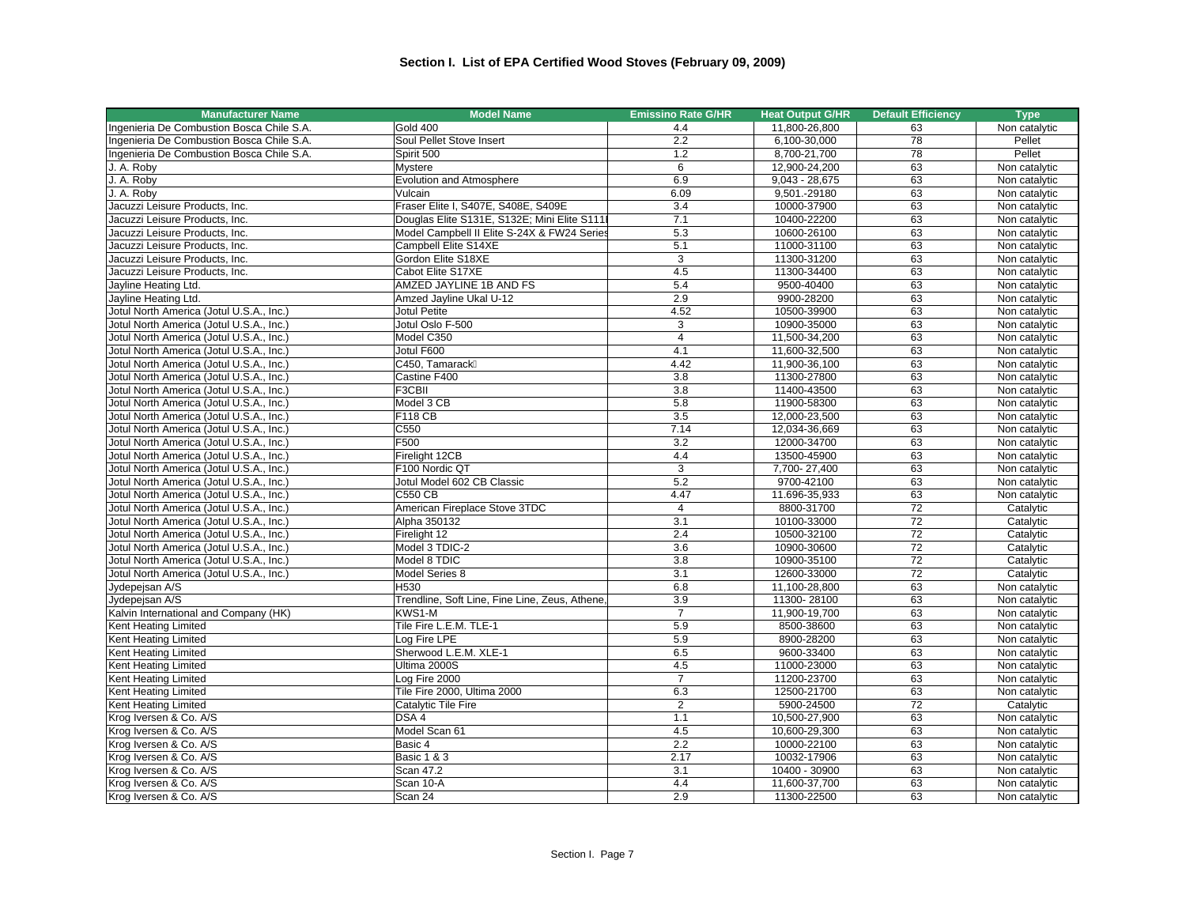## Section I. List of EPA Certified Wood Stoves (February 09, 2009)

| Manufacturer Name | Model Name | Emissino Rate G/HR | Heat Output G/HR | Default Efficiency | Type |
|---|---|---|---|---|---|
| Ingenieria De Combustion Bosca Chile S.A. | Gold 400 | 4.4 | 11,800-26,800 | 63 | Non catalytic |
| Ingenieria De Combustion Bosca Chile S.A. | Soul Pellet Stove Insert | 2.2 | 6,100-30,000 | 78 | Pellet |
| Ingenieria De Combustion Bosca Chile S.A. | Spirit 500 | 1.2 | 8,700-21,700 | 78 | Pellet |
| J. A. Roby | Mystere | 6 | 12,900-24,200 | 63 | Non catalytic |
| J. A. Roby | Evolution and Atmosphere | 6.9 | 9,043 - 28,675 | 63 | Non catalytic |
| J. A. Roby | Vulcain | 6.09 | 9,501.-29180 | 63 | Non catalytic |
| Jacuzzi Leisure Products, Inc. | Fraser Elite I, S407E, S408E, S409E | 3.4 | 10000-37900 | 63 | Non catalytic |
| Jacuzzi Leisure Products, Inc. | Douglas Elite S131E, S132E; Mini Elite S111 | 7.1 | 10400-22200 | 63 | Non catalytic |
| Jacuzzi Leisure Products, Inc. | Model Campbell II Elite S-24X & FW24 Series | 5.3 | 10600-26100 | 63 | Non catalytic |
| Jacuzzi Leisure Products, Inc. | Campbell Elite S14XE | 5.1 | 11000-31100 | 63 | Non catalytic |
| Jacuzzi Leisure Products, Inc. | Gordon Elite S18XE | 3 | 11300-31200 | 63 | Non catalytic |
| Jacuzzi Leisure Products, Inc. | Cabot Elite S17XE | 4.5 | 11300-34400 | 63 | Non catalytic |
| Jayline Heating Ltd. | AMZED JAYLINE 1B AND FS | 5.4 | 9500-40400 | 63 | Non catalytic |
| Jayline Heating Ltd. | Amzed Jayline Ukal U-12 | 2.9 | 9900-28200 | 63 | Non catalytic |
| Jotul North America (Jotul U.S.A., Inc.) | Jotul Petite | 4.52 | 10500-39900 | 63 | Non catalytic |
| Jotul North America (Jotul U.S.A., Inc.) | Jotul Oslo F-500 | 3 | 10900-35000 | 63 | Non catalytic |
| Jotul North America (Jotul U.S.A., Inc.) | Model C350 | 4 | 11,500-34,200 | 63 | Non catalytic |
| Jotul North America (Jotul U.S.A., Inc.) | Jotul F600 | 4.1 | 11,600-32,500 | 63 | Non catalytic |
| Jotul North America (Jotul U.S.A., Inc.) | C450, Tamarack | 4.42 | 11,900-36,100 | 63 | Non catalytic |
| Jotul North America (Jotul U.S.A., Inc.) | Castine F400 | 3.8 | 11300-27800 | 63 | Non catalytic |
| Jotul North America (Jotul U.S.A., Inc.) | F3CBII | 3.8 | 11400-43500 | 63 | Non catalytic |
| Jotul North America (Jotul U.S.A., Inc.) | Model 3 CB | 5.8 | 11900-58300 | 63 | Non catalytic |
| Jotul North America (Jotul U.S.A., Inc.) | F118 CB | 3.5 | 12,000-23,500 | 63 | Non catalytic |
| Jotul North America (Jotul U.S.A., Inc.) | C550 | 7.14 | 12,034-36,669 | 63 | Non catalytic |
| Jotul North America (Jotul U.S.A., Inc.) | F500 | 3.2 | 12000-34700 | 63 | Non catalytic |
| Jotul North America (Jotul U.S.A., Inc.) | Firelight 12CB | 4.4 | 13500-45900 | 63 | Non catalytic |
| Jotul North America (Jotul U.S.A., Inc.) | F100 Nordic QT | 3 | 7,700- 27,400 | 63 | Non catalytic |
| Jotul North America (Jotul U.S.A., Inc.) | Jotul Model 602 CB Classic | 5.2 | 9700-42100 | 63 | Non catalytic |
| Jotul North America (Jotul U.S.A., Inc.) | C550 CB | 4.47 | 11.696-35,933 | 63 | Non catalytic |
| Jotul North America (Jotul U.S.A., Inc.) | American Fireplace Stove 3TDC | 4 | 8800-31700 | 72 | Catalytic |
| Jotul North America (Jotul U.S.A., Inc.) | Alpha 350132 | 3.1 | 10100-33000 | 72 | Catalytic |
| Jotul North America (Jotul U.S.A., Inc.) | Firelight 12 | 2.4 | 10500-32100 | 72 | Catalytic |
| Jotul North America (Jotul U.S.A., Inc.) | Model 3 TDIC-2 | 3.6 | 10900-30600 | 72 | Catalytic |
| Jotul North America (Jotul U.S.A., Inc.) | Model 8 TDIC | 3.8 | 10900-35100 | 72 | Catalytic |
| Jotul North America (Jotul U.S.A., Inc.) | Model Series 8 | 3.1 | 12600-33000 | 72 | Catalytic |
| Jydepejsan A/S | H530 | 6.8 | 11,100-28,800 | 63 | Non catalytic |
| Jydepejsan A/S | Trendline, Soft Line, Fine Line, Zeus, Athene, | 3.9 | 11300- 28100 | 63 | Non catalytic |
| Kalvin International and Company (HK) | KWS1-M | 7 | 11,900-19,700 | 63 | Non catalytic |
| Kent Heating Limited | Tile Fire L.E.M. TLE-1 | 5.9 | 8500-38600 | 63 | Non catalytic |
| Kent Heating Limited | Log Fire LPE | 5.9 | 8900-28200 | 63 | Non catalytic |
| Kent Heating Limited | Sherwood L.E.M. XLE-1 | 6.5 | 9600-33400 | 63 | Non catalytic |
| Kent Heating Limited | Ultima 2000S | 4.5 | 11000-23000 | 63 | Non catalytic |
| Kent Heating Limited | Log Fire 2000 | 7 | 11200-23700 | 63 | Non catalytic |
| Kent Heating Limited | Tile Fire 2000, Ultima 2000 | 6.3 | 12500-21700 | 63 | Non catalytic |
| Kent Heating Limited | Catalytic Tile Fire | 2 | 5900-24500 | 72 | Catalytic |
| Krog Iversen & Co. A/S | DSA 4 | 1.1 | 10,500-27,900 | 63 | Non catalytic |
| Krog Iversen & Co. A/S | Model Scan 61 | 4.5 | 10,600-29,300 | 63 | Non catalytic |
| Krog Iversen & Co. A/S | Basic 4 | 2.2 | 10000-22100 | 63 | Non catalytic |
| Krog Iversen & Co. A/S | Basic 1 & 3 | 2.17 | 10032-17906 | 63 | Non catalytic |
| Krog Iversen & Co. A/S | Scan 47.2 | 3.1 | 10400 - 30900 | 63 | Non catalytic |
| Krog Iversen & Co. A/S | Scan 10-A | 4.4 | 11,600-37,700 | 63 | Non catalytic |
| Krog Iversen & Co. A/S | Scan 24 | 2.9 | 11300-22500 | 63 | Non catalytic |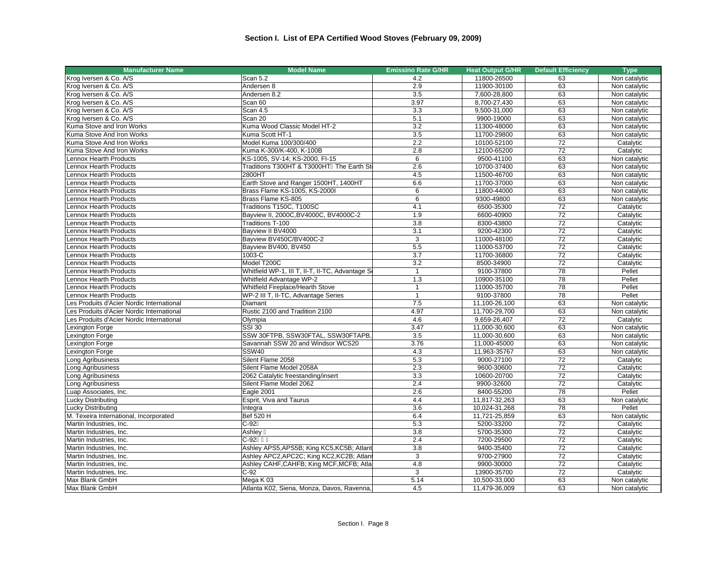## Section I. List of EPA Certified Wood Stoves (February 09, 2009)

| Manufacturer Name | Model Name | Emissino Rate G/HR | Heat Output G/HR | Default Efficiency | Type |
|---|---|---|---|---|---|
| Krog Iversen & Co. A/S | Scan 5.2 | 4.2 | 11800-26500 | 63 | Non catalytic |
| Krog Iversen & Co. A/S | Andersen 8 | 2.9 | 11900-30100 | 63 | Non catalytic |
| Krog Iversen & Co. A/S | Andersen 8.2 | 3.5 | 7,600-28,800 | 63 | Non catalytic |
| Krog Iversen & Co. A/S | Scan 60 | 3.97 | 8,700-27,430 | 63 | Non catalytic |
| Krog Iversen & Co. A/S | Scan 4.5 | 3.3 | 9,500-31,000 | 63 | Non catalytic |
| Krog Iversen & Co. A/S | Scan 20 | 5.1 | 9900-19000 | 63 | Non catalytic |
| Kuma Stove and Iron Works | Kuma Wood Classic Model HT-2 | 3.2 | 11300-48000 | 63 | Non catalytic |
| Kuma Stove And Iron Works | Kuma Scott HT-1 | 3.5 | 11700-29800 | 63 | Non catalytic |
| Kuma Stove And Iron Works | Model Kuma 100/300/400 | 2.2 | 10100-52100 | 72 | Catalytic |
| Kuma Stove And Iron Works | Kuma K-300/K-400, K-100B | 2.8 | 12100-65200 | 72 | Catalytic |
| Lennox Hearth Products | KS-1005, SV-14; KS-2000, FI-15 | 6 | 9500-41100 | 63 | Non catalytic |
| Lennox Hearth Products | Traditions T300HT & T3000HT The Earth St | 2.6 | 10700-37400 | 63 | Non catalytic |
| Lennox Hearth Products | 2800HT | 4.5 | 11500-46700 | 63 | Non catalytic |
| Lennox Hearth Products | Earth Stove and Ranger 1500HT, 1400HT | 6.6 | 11700-37000 | 63 | Non catalytic |
| Lennox Hearth Products | Brass Flame KS-1005, KS-2000I | 6 | 11800-44000 | 63 | Non catalytic |
| Lennox Hearth Products | Brass Flame KS-805 | 6 | 9300-49800 | 63 | Non catalytic |
| Lennox Hearth Products | Traditions T150C, T100SC | 4.1 | 6500-35300 | 72 | Catalytic |
| Lennox Hearth Products | Bayview II, 2000C,BV4000C, BV4000C-2 | 1.9 | 6600-40900 | 72 | Catalytic |
| Lennox Hearth Products | Traditions T-100 | 3.8 | 8300-43800 | 72 | Catalytic |
| Lennox Hearth Products | Bayview II BV4000 | 3.1 | 9200-42300 | 72 | Catalytic |
| Lennox Hearth Products | Bayview BV450C/BV400C-2 | 3 | 11000-48100 | 72 | Catalytic |
| Lennox Hearth Products | Bayview BV400, BV450 | 5.5 | 11000-53700 | 72 | Catalytic |
| Lennox Hearth Products | 1003-C | 3.7 | 11700-36800 | 72 | Catalytic |
| Lennox Hearth Products | Model T200C | 3.2 | 8500-34900 | 72 | Catalytic |
| Lennox Hearth Products | Whitfield WP-1, III T, II-T, II-TC, Advantage S | 1 | 9100-37800 | 78 | Pellet |
| Lennox Hearth Products | Whitfield Advantage WP-2 | 1.3 | 10900-35100 | 78 | Pellet |
| Lennox Hearth Products | Whitfield Fireplace/Hearth Stove | 1 | 11000-35700 | 78 | Pellet |
| Lennox Hearth Products | WP-2 III T, II-TC, Advantage Series | 1 | 9100-37800 | 78 | Pellet |
| Les Produits d'Acier Nordic International | Diamant | 7.5 | 11,100-26,100 | 63 | Non catalytic |
| Les Produits d'Acier Nordic International | Rustic 2100 and Tradition 2100 | 4.97 | 11,700-29,700 | 63 | Non catalytic |
| Les Produits d'Acier Nordic International | Olympia | 4.6 | 9,659-26,407 | 72 | Catalytic |
| Lexington Forge | SSI 30 | 3.47 | 11,000-30,600 | 63 | Non catalytic |
| Lexington Forge | SSW 30FTPB, SSW30FTAL, SSW30FTAPB, | 3.5 | 11,000-30,600 | 63 | Non catalytic |
| Lexington Forge | Savannah SSW 20 and Windsor WCS20 | 3.76 | 11,000-45000 | 63 | Non catalytic |
| Lexington Forge | SSW40 | 4.3 | 11,963-35767 | 63 | Non catalytic |
| Long Agribusiness | Silent Flame 2058 | 5.3 | 9000-27100 | 72 | Catalytic |
| Long Agribusiness | Silent Flame Model 2058A | 2.3 | 9600-30600 | 72 | Catalytic |
| Long Agribusiness | 2062 Catalytic freestanding/insert | 3.3 | 10600-20700 | 72 | Catalytic |
| Long Agribusiness | Silent Flame Model 2062 | 2.4 | 9900-32600 | 72 | Catalytic |
| Luap Associates, Inc. | Eagle 2001 | 2.6 | 8400-55200 | 78 | Pellet |
| Lucky Distributing | Esprit, Viva and Taurus | 4.4 | 11,817-32,263 | 63 | Non catalytic |
| Lucky Distributing | Integra | 3.6 | 10,024-31,268 | 78 | Pellet |
| M. Texeira International, Incorporated | Bef 520 H | 6.4 | 11,721-25,859 | 63 | Non catalytic |
| Martin Industries, Inc. | C-92 | 5.3 | 5200-33200 | 72 | Catalytic |
| Martin Industries, Inc. | Ashley | 3.8 | 5700-35300 | 72 | Catalytic |
| Martin Industries, Inc. | C-92 | 2.4 | 7200-29500 | 72 | Catalytic |
| Martin Industries, Inc. | Ashley APS5,APS5B; King KC5,KC5B; Atlant | 3.8 | 9400-35400 | 72 | Catalytic |
| Martin Industries, Inc. | Ashley APC2,APC2C; King KC2,KC2B; Atlan | 3 | 9700-27900 | 72 | Catalytic |
| Martin Industries, Inc. | Ashley CAHF,CAHFB; King MCF,MCFB; Atla | 4.8 | 9900-30000 | 72 | Catalytic |
| Martin Industries, Inc. | C-92 | 3 | 13900-35700 | 72 | Catalytic |
| Max Blank GmbH | Mega K 03 | 5.14 | 10,500-33,000 | 63 | Non catalytic |
| Max Blank GmbH | Atlanta K02, Siena, Monza, Davos, Ravenna, | 4.5 | 11,479-36,009 | 63 | Non catalytic |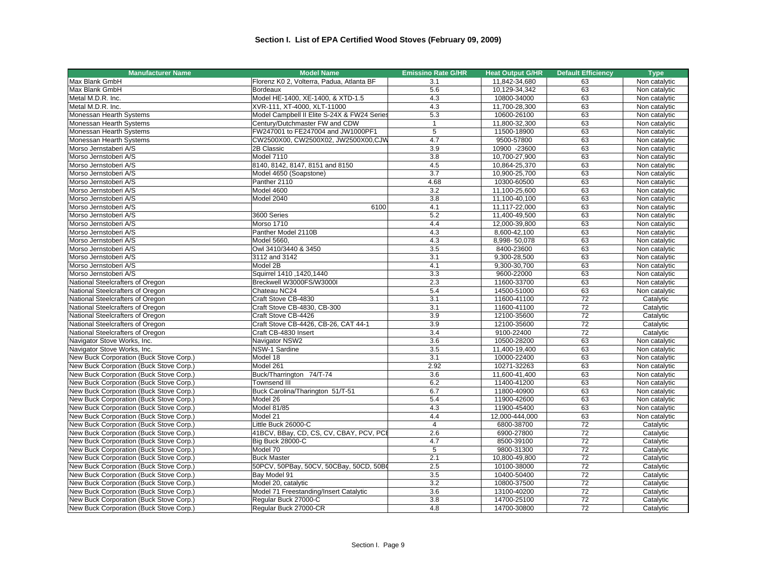## Section I. List of EPA Certified Wood Stoves (February 09, 2009)

| Manufacturer Name | Model Name | Emissino Rate G/HR | Heat Output G/HR | Default Efficiency | Type |
|---|---|---|---|---|---|
| Max Blank GmbH | Florenz K0 2, Volterra, Padua, Atlanta BF | 3.1 | 11,842-34,680 | 63 | Non catalytic |
| Max Blank GmbH | Bordeaux | 5.6 | 10,129-34,342 | 63 | Non catalytic |
| Metal M.D.R. Inc. | Model HE-1400, XE-1400, & XTD-1.5 | 4.3 | 10800-34000 | 63 | Non catalytic |
| Metal M.D.R. Inc. | XVR-111, XT-4000, XLT-11000 | 4.3 | 11,700-28,300 | 63 | Non catalytic |
| Monessan Hearth Systems | Model Campbell II Elite S-24X & FW24 Series | 5.3 | 10600-26100 | 63 | Non catalytic |
| Monessan Hearth Systems | Century/Dutchmaster FW and CDW | 1 | 11,800-32,300 | 63 | Non catalytic |
| Monessan Hearth Systems | FW247001 to FE247004 and JW1000PF1 | 5 | 11500-18900 | 63 | Non catalytic |
| Monessan Hearth Systems | CW2500X00, CW2500X02, JW2500X00,CJW | 4.7 | 9500-57800 | 63 | Non catalytic |
| Morso Jernstaberi A/S | 2B Classic | 3.9 | 10900 -23600 | 63 | Non catalytic |
| Morso Jernstoberi A/S | Model 7110 | 3.8 | 10,700-27,900 | 63 | Non catalytic |
| Morso Jernstoberi A/S | 8140, 8142, 8147, 8151 and 8150 | 4.5 | 10,864-25,370 | 63 | Non catalytic |
| Morso Jernstoberi A/S | Model 4650 (Soapstone) | 3.7 | 10,900-25,700 | 63 | Non catalytic |
| Morso Jernstoberi A/S | Panther 2110 | 4.68 | 10300-60500 | 63 | Non catalytic |
| Morso Jernstoberi A/S | Model 4600 | 3.2 | 11,100-25,600 | 63 | Non catalytic |
| Morso Jernstoberi A/S | Model 2040 | 3.8 | 11,100-40,100 | 63 | Non catalytic |
| Morso Jernstoberi A/S | 6100 | 4.1 | 11,117-22,000 | 63 | Non catalytic |
| Morso Jernstoberi A/S | 3600 Series | 5.2 | 11,400-49,500 | 63 | Non catalytic |
| Morso Jernstoberi A/S | Morso 1710 | 4.4 | 12,000-39,800 | 63 | Non catalytic |
| Morso Jernstoberi A/S | Panther Model 2110B | 4.3 | 8,600-42,100 | 63 | Non catalytic |
| Morso Jernstoberi A/S | Model 5660, | 4.3 | 8,998- 50,078 | 63 | Non catalytic |
| Morso Jernstoberi A/S | Owl 3410/3440 & 3450 | 3.5 | 8400-23600 | 63 | Non catalytic |
| Morso Jernstoberi A/S | 3112 and 3142 | 3.1 | 9,300-28,500 | 63 | Non catalytic |
| Morso Jernstoberi A/S | Model 2B | 4.1 | 9,300-30,700 | 63 | Non catalytic |
| Morso Jernstoberi A/S | Squirrel 1410 ,1420,1440 | 3.3 | 9600-22000 | 63 | Non catalytic |
| National Steelcrafters of Oregon | Breckwell W3000FS/W3000I | 2.3 | 11600-33700 | 63 | Non catalytic |
| National Steelcrafters of Oregon | Chateau NC24 | 5.4 | 14500-51000 | 63 | Non catalytic |
| National Steelcrafters of Oregon | Craft Stove CB-4830 | 3.1 | 11600-41100 | 72 | Catalytic |
| National Steelcrafters of Oregon | Craft Stove CB-4830, CB-300 | 3.1 | 11600-41100 | 72 | Catalytic |
| National Steelcrafters of Oregon | Craft Stove CB-4426 | 3.9 | 12100-35600 | 72 | Catalytic |
| National Steelcrafters of Oregon | Craft Stove CB-4426, CB-26, CAT 44-1 | 3.9 | 12100-35600 | 72 | Catalytic |
| National Steelcrafters of Oregon | Craft CB-4830 Insert | 3.4 | 9100-22400 | 72 | Catalytic |
| Navigator Stove Works, Inc. | Navigator NSW2 | 3.6 | 10500-28200 | 63 | Non catalytic |
| Navigator Stove Works, Inc. | NSW-1 Sardine | 3.5 | 11,400-19,400 | 63 | Non catalytic |
| New Buck Corporation (Buck Stove Corp.) | Model 18 | 3.1 | 10000-22400 | 63 | Non catalytic |
| New Buck Corporation (Buck Stove Corp.) | Model 261 | 2.92 | 10271-32263 | 63 | Non catalytic |
| New Buck Corporation (Buck Stove Corp.) | Buck/Tharrington 74/T-74 | 3.6 | 11,600-41,400 | 63 | Non catalytic |
| New Buck Corporation (Buck Stove Corp.) | Townsend III | 6.2 | 11400-41200 | 63 | Non catalytic |
| New Buck Corporation (Buck Stove Corp.) | Buck Carolina/Tharington 51/T-51 | 6.7 | 11800-40900 | 63 | Non catalytic |
| New Buck Corporation (Buck Stove Corp.) | Model 26 | 5.4 | 11900-42600 | 63 | Non catalytic |
| New Buck Corporation (Buck Stove Corp.) | Model 81/85 | 4.3 | 11900-45400 | 63 | Non catalytic |
| New Buck Corporation (Buck Stove Corp.) | Model 21 | 4.4 | 12,000-444,000 | 63 | Non catalytic |
| New Buck Corporation (Buck Stove Corp.) | Little Buck 26000-C | 4 | 6800-38700 | 72 | Catalytic |
| New Buck Corporation (Buck Stove Corp.) | 41BCV, BBay, CD, CS, CV, CBAY, PCV, PCE | 2.6 | 6900-27800 | 72 | Catalytic |
| New Buck Corporation (Buck Stove Corp.) | Big Buck 28000-C | 4.7 | 8500-39100 | 72 | Catalytic |
| New Buck Corporation (Buck Stove Corp.) | Model 70 | 5 | 9800-31300 | 72 | Catalytic |
| New Buck Corporation (Buck Stove Corp.) | Buck Master | 2.1 | 10,800-49,800 | 72 | Catalytic |
| New Buck Corporation (Buck Stove Corp.) | 50PCV, 50PBay, 50CV, 50CBay, 50CD, 50B( | 2.5 | 10100-38000 | 72 | Catalytic |
| New Buck Corporation (Buck Stove Corp.) | Bay Model 91 | 3.5 | 10400-50400 | 72 | Catalytic |
| New Buck Corporation (Buck Stove Corp.) | Model 20, catalytic | 3.2 | 10800-37500 | 72 | Catalytic |
| New Buck Corporation (Buck Stove Corp.) | Model 71 Freestanding/Insert Catalytic | 3.6 | 13100-40200 | 72 | Catalytic |
| New Buck Corporation (Buck Stove Corp.) | Regular Buck 27000-C | 3.8 | 14700-25100 | 72 | Catalytic |
| New Buck Corporation (Buck Stove Corp.) | Regular Buck 27000-CR | 4.8 | 14700-30800 | 72 | Catalytic |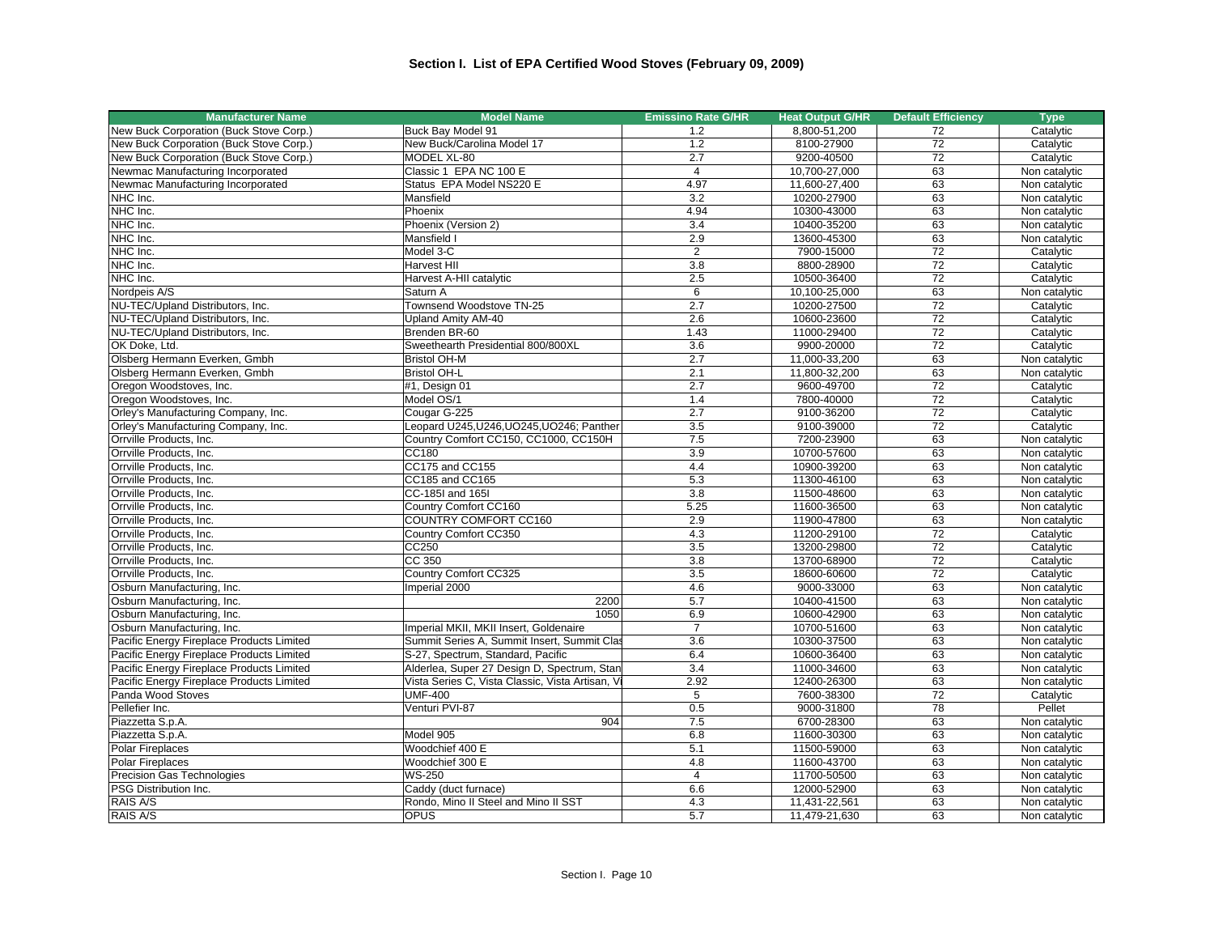## Section I. List of EPA Certified Wood Stoves (February 09, 2009)

| Manufacturer Name | Model Name | Emissino Rate G/HR | Heat Output G/HR | Default Efficiency | Type |
|---|---|---|---|---|---|
| New Buck Corporation (Buck Stove Corp.) | Buck Bay Model 91 | 1.2 | 8,800-51,200 | 72 | Catalytic |
| New Buck Corporation (Buck Stove Corp.) | New Buck/Carolina Model 17 | 1.2 | 8100-27900 | 72 | Catalytic |
| New Buck Corporation (Buck Stove Corp.) | MODEL XL-80 | 2.7 | 9200-40500 | 72 | Catalytic |
| Newmac Manufacturing Incorporated | Classic 1 EPA NC 100 E | 4 | 10,700-27,000 | 63 | Non catalytic |
| Newmac Manufacturing Incorporated | Status EPA Model NS220 E | 4.97 | 11,600-27,400 | 63 | Non catalytic |
| NHC Inc. | Mansfield | 3.2 | 10200-27900 | 63 | Non catalytic |
| NHC Inc. | Phoenix | 4.94 | 10300-43000 | 63 | Non catalytic |
| NHC Inc. | Phoenix (Version 2) | 3.4 | 10400-35200 | 63 | Non catalytic |
| NHC Inc. | Mansfield I | 2.9 | 13600-45300 | 63 | Non catalytic |
| NHC Inc. | Model 3-C | 2 | 7900-15000 | 72 | Catalytic |
| NHC Inc. | Harvest HII | 3.8 | 8800-28900 | 72 | Catalytic |
| NHC Inc. | Harvest A-HII catalytic | 2.5 | 10500-36400 | 72 | Catalytic |
| Nordpeis A/S | Saturn A | 6 | 10,100-25,000 | 63 | Non catalytic |
| NU-TEC/Upland Distributors, Inc. | Townsend Woodstove TN-25 | 2.7 | 10200-27500 | 72 | Catalytic |
| NU-TEC/Upland Distributors, Inc. | Upland Amity AM-40 | 2.6 | 10600-23600 | 72 | Catalytic |
| NU-TEC/Upland Distributors, Inc. | Brenden BR-60 | 1.43 | 11000-29400 | 72 | Catalytic |
| OK Doke, Ltd. | Sweethearth Presidential 800/800XL | 3.6 | 9900-20000 | 72 | Catalytic |
| Olsberg Hermann Everken, Gmbh | Bristol OH-M | 2.7 | 11,000-33,200 | 63 | Non catalytic |
| Olsberg Hermann Everken, Gmbh | Bristol OH-L | 2.1 | 11,800-32,200 | 63 | Non catalytic |
| Oregon Woodstoves, Inc. | #1, Design 01 | 2.7 | 9600-49700 | 72 | Catalytic |
| Oregon Woodstoves, Inc. | Model OS/1 | 1.4 | 7800-40000 | 72 | Catalytic |
| Orley's Manufacturing Company, Inc. | Cougar G-225 | 2.7 | 9100-36200 | 72 | Catalytic |
| Orley's Manufacturing Company, Inc. | Leopard U245,U246,UO245,UO246; Panther | 3.5 | 9100-39000 | 72 | Catalytic |
| Orrville Products, Inc. | Country Comfort CC150, CC1000, CC150H | 7.5 | 7200-23900 | 63 | Non catalytic |
| Orrville Products, Inc. | CC180 | 3.9 | 10700-57600 | 63 | Non catalytic |
| Orrville Products, Inc. | CC175 and CC155 | 4.4 | 10900-39200 | 63 | Non catalytic |
| Orrville Products, Inc. | CC185 and CC165 | 5.3 | 11300-46100 | 63 | Non catalytic |
| Orrville Products, Inc. | CC-185I and 165I | 3.8 | 11500-48600 | 63 | Non catalytic |
| Orrville Products, Inc. | Country Comfort CC160 | 5.25 | 11600-36500 | 63 | Non catalytic |
| Orrville Products, Inc. | COUNTRY COMFORT CC160 | 2.9 | 11900-47800 | 63 | Non catalytic |
| Orrville Products, Inc. | Country Comfort CC350 | 4.3 | 11200-29100 | 72 | Catalytic |
| Orrville Products, Inc. | CC250 | 3.5 | 13200-29800 | 72 | Catalytic |
| Orrville Products, Inc. | CC 350 | 3.8 | 13700-68900 | 72 | Catalytic |
| Orrville Products, Inc. | Country Comfort CC325 | 3.5 | 18600-60600 | 72 | Catalytic |
| Osburn Manufacturing, Inc. | Imperial 2000 | 4.6 | 9000-33000 | 63 | Non catalytic |
| Osburn Manufacturing, Inc. | 2200 | 5.7 | 10400-41500 | 63 | Non catalytic |
| Osburn Manufacturing, Inc. | 1050 | 6.9 | 10600-42900 | 63 | Non catalytic |
| Osburn Manufacturing, Inc. | Imperial MKII, MKII Insert, Goldenaire | 7 | 10700-51600 | 63 | Non catalytic |
| Pacific Energy Fireplace Products Limited | Summit Series A, Summit Insert, Summit Clas | 3.6 | 10300-37500 | 63 | Non catalytic |
| Pacific Energy Fireplace Products Limited | S-27, Spectrum, Standard, Pacific | 6.4 | 10600-36400 | 63 | Non catalytic |
| Pacific Energy Fireplace Products Limited | Alderlea, Super 27 Design D, Spectrum, Stan | 3.4 | 11000-34600 | 63 | Non catalytic |
| Pacific Energy Fireplace Products Limited | Vista Series C, Vista Classic, Vista Artisan, V | 2.92 | 12400-26300 | 63 | Non catalytic |
| Panda Wood Stoves | UMF-400 | 5 | 7600-38300 | 72 | Catalytic |
| Pellefier Inc. | Venturi PVI-87 | 0.5 | 9000-31800 | 78 | Pellet |
| Piazzetta S.p.A. | 904 | 7.5 | 6700-28300 | 63 | Non catalytic |
| Piazzetta S.p.A. | Model 905 | 6.8 | 11600-30300 | 63 | Non catalytic |
| Polar Fireplaces | Woodchief 400 E | 5.1 | 11500-59000 | 63 | Non catalytic |
| Polar Fireplaces | Woodchief 300 E | 4.8 | 11600-43700 | 63 | Non catalytic |
| Precision Gas Technologies | WS-250 | 4 | 11700-50500 | 63 | Non catalytic |
| PSG Distribution Inc. | Caddy (duct furnace) | 6.6 | 12000-52900 | 63 | Non catalytic |
| RAIS A/S | Rondo, Mino II Steel and Mino II SST | 4.3 | 11,431-22,561 | 63 | Non catalytic |
| RAIS A/S | OPUS | 5.7 | 11,479-21,630 | 63 | Non catalytic |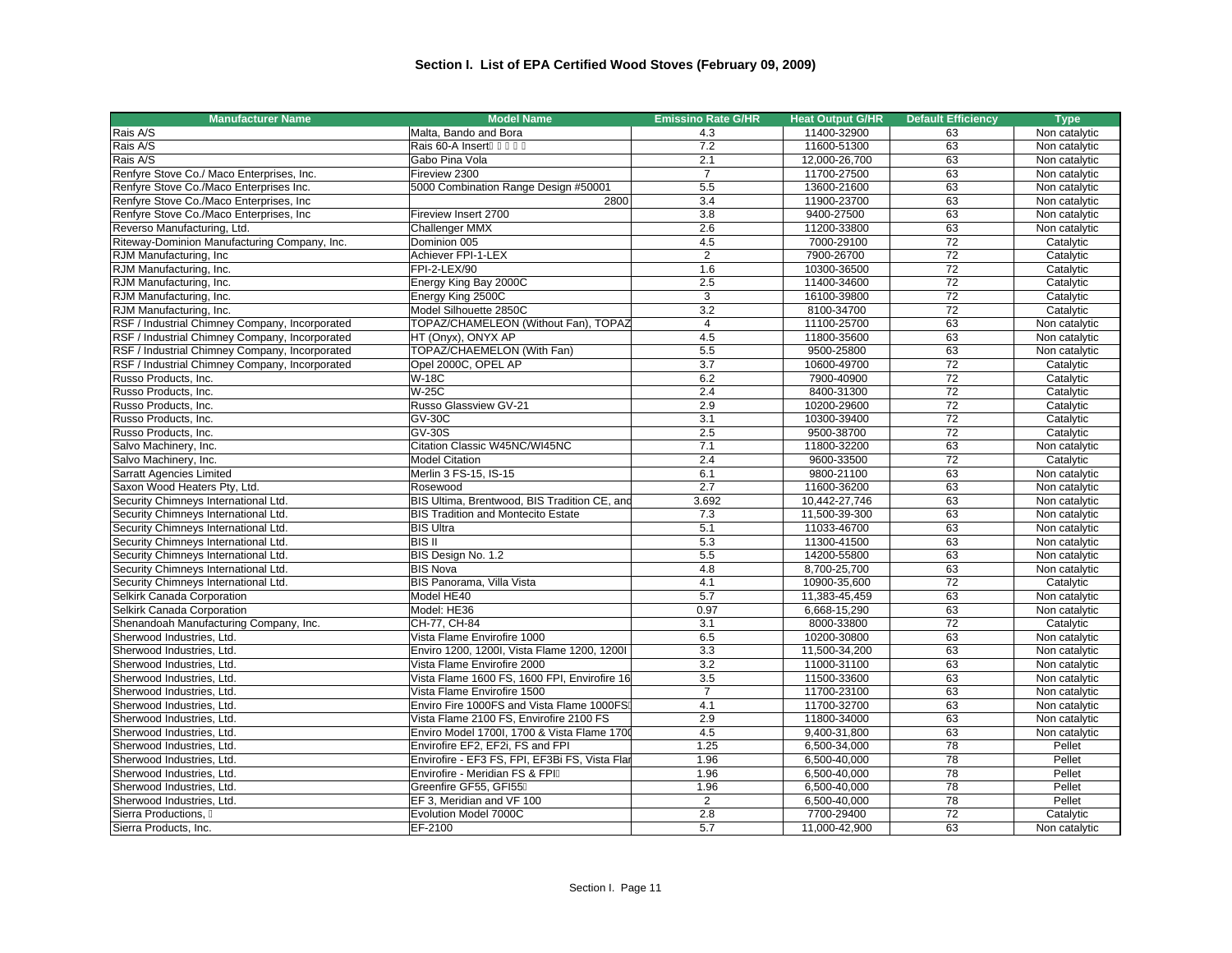## Section I. List of EPA Certified Wood Stoves (February 09, 2009)

| Manufacturer Name | Model Name | Emissino Rate G/HR | Heat Output G/HR | Default Efficiency | Type |
|---|---|---|---|---|---|
| Rais A/S | Malta, Bando and Bora | 4.3 | 11400-32900 | 63 | Non catalytic |
| Rais A/S | Rais 60-A Insert | 7.2 | 11600-51300 | 63 | Non catalytic |
| Rais A/S | Gabo Pina Vola | 2.1 | 12,000-26,700 | 63 | Non catalytic |
| Renfyre Stove Co./ Maco Enterprises, Inc. | Fireview 2300 | 7 | 11700-27500 | 63 | Non catalytic |
| Renfyre Stove Co./Maco Enterprises Inc. | 5000 Combination Range Design #50001 | 5.5 | 13600-21600 | 63 | Non catalytic |
| Renfyre Stove Co./Maco Enterprises, Inc | 2800 | 3.4 | 11900-23700 | 63 | Non catalytic |
| Renfyre Stove Co./Maco Enterprises, Inc | Fireview Insert 2700 | 3.8 | 9400-27500 | 63 | Non catalytic |
| Reverso Manufacturing, Ltd. | Challenger MMX | 2.6 | 11200-33800 | 63 | Non catalytic |
| Riteway-Dominion Manufacturing Company, Inc. | Dominion 005 | 4.5 | 7000-29100 | 72 | Catalytic |
| RJM Manufacturing, Inc | Achiever FPI-1-LEX | 2 | 7900-26700 | 72 | Catalytic |
| RJM Manufacturing, Inc. | FPI-2-LEX/90 | 1.6 | 10300-36500 | 72 | Catalytic |
| RJM Manufacturing, Inc. | Energy King Bay 2000C | 2.5 | 11400-34600 | 72 | Catalytic |
| RJM Manufacturing, Inc. | Energy King 2500C | 3 | 16100-39800 | 72 | Catalytic |
| RJM Manufacturing, Inc. | Model Silhouette 2850C | 3.2 | 8100-34700 | 72 | Catalytic |
| RSF / Industrial Chimney Company, Incorporated | TOPAZ/CHAMELEON (Without Fan), TOPAZ | 4 | 11100-25700 | 63 | Non catalytic |
| RSF / Industrial Chimney Company, Incorporated | HT (Onyx), ONYX AP | 4.5 | 11800-35600 | 63 | Non catalytic |
| RSF / Industrial Chimney Company, Incorporated | TOPAZ/CHAEMELON (With Fan) | 5.5 | 9500-25800 | 63 | Non catalytic |
| RSF / Industrial Chimney Company, Incorporated | Opel 2000C, OPEL AP | 3.7 | 10600-49700 | 72 | Catalytic |
| Russo Products, Inc. | W-18C | 6.2 | 7900-40900 | 72 | Catalytic |
| Russo Products, Inc. | W-25C | 2.4 | 8400-31300 | 72 | Catalytic |
| Russo Products, Inc. | Russo Glassview GV-21 | 2.9 | 10200-29600 | 72 | Catalytic |
| Russo Products, Inc. | GV-30C | 3.1 | 10300-39400 | 72 | Catalytic |
| Russo Products, Inc. | GV-30S | 2.5 | 9500-38700 | 72 | Catalytic |
| Salvo Machinery, Inc. | Citation Classic W45NC/WI45NC | 7.1 | 11800-32200 | 63 | Non catalytic |
| Salvo Machinery, Inc. | Model Citation | 2.4 | 9600-33500 | 72 | Catalytic |
| Sarratt Agencies Limited | Merlin 3 FS-15, IS-15 | 6.1 | 9800-21100 | 63 | Non catalytic |
| Saxon Wood Heaters Pty, Ltd. | Rosewood | 2.7 | 11600-36200 | 63 | Non catalytic |
| Security Chimneys International Ltd. | BIS Ultima, Brentwood, BIS Tradition CE, and | 3.692 | 10,442-27,746 | 63 | Non catalytic |
| Security Chimneys International Ltd. | BIS Tradition and Montecito Estate | 7.3 | 11,500-39-300 | 63 | Non catalytic |
| Security Chimneys International Ltd. | BIS Ultra | 5.1 | 11033-46700 | 63 | Non catalytic |
| Security Chimneys International Ltd. | BIS II | 5.3 | 11300-41500 | 63 | Non catalytic |
| Security Chimneys International Ltd. | BIS Design No. 1.2 | 5.5 | 14200-55800 | 63 | Non catalytic |
| Security Chimneys International Ltd. | BIS Nova | 4.8 | 8,700-25,700 | 63 | Non catalytic |
| Security Chimneys International Ltd. | BIS Panorama, Villa Vista | 4.1 | 10900-35,600 | 72 | Catalytic |
| Selkirk Canada Corporation | Model HE40 | 5.7 | 11,383-45,459 | 63 | Non catalytic |
| Selkirk Canada Corporation | Model: HE36 | 0.97 | 6,668-15,290 | 63 | Non catalytic |
| Shenandoah Manufacturing Company, Inc. | CH-77, CH-84 | 3.1 | 8000-33800 | 72 | Catalytic |
| Sherwood Industries, Ltd. | Vista Flame Envirofire 1000 | 6.5 | 10200-30800 | 63 | Non catalytic |
| Sherwood Industries, Ltd. | Enviro 1200, 1200I, Vista Flame 1200, 1200I | 3.3 | 11,500-34,200 | 63 | Non catalytic |
| Sherwood Industries, Ltd. | Vista Flame Envirofire 2000 | 3.2 | 11000-31100 | 63 | Non catalytic |
| Sherwood Industries, Ltd. | Vista Flame 1600 FS, 1600 FPI, Envirofire 16 | 3.5 | 11500-33600 | 63 | Non catalytic |
| Sherwood Industries, Ltd. | Vista Flame Envirofire 1500 | 7 | 11700-23100 | 63 | Non catalytic |
| Sherwood Industries, Ltd. | Enviro Fire 1000FS and Vista Flame 1000FS | 4.1 | 11700-32700 | 63 | Non catalytic |
| Sherwood Industries, Ltd. | Vista Flame 2100 FS, Envirofire 2100 FS | 2.9 | 11800-34000 | 63 | Non catalytic |
| Sherwood Industries, Ltd. | Enviro Model 1700I, 1700 & Vista Flame 1700 | 4.5 | 9,400-31,800 | 63 | Non catalytic |
| Sherwood Industries, Ltd. | Envirofire EF2, EF2i, FS and FPI | 1.25 | 6,500-34,000 | 78 | Pellet |
| Sherwood Industries, Ltd. | Envirofire - EF3 FS, FPI, EF3Bi FS, Vista Flar | 1.96 | 6,500-40,000 | 78 | Pellet |
| Sherwood Industries, Ltd. | Envirofire - Meridian FS & FPI | 1.96 | 6,500-40,000 | 78 | Pellet |
| Sherwood Industries, Ltd. | Greenfire GF55, GFI55 | 1.96 | 6,500-40,000 | 78 | Pellet |
| Sherwood Industries, Ltd. | EF 3, Meridian and VF 100 | 2 | 6,500-40,000 | 78 | Pellet |
| Sierra Productions, | Evolution Model 7000C | 2.8 | 7700-29400 | 72 | Catalytic |
| Sierra Products, Inc. | EF-2100 | 5.7 | 11,000-42,900 | 63 | Non catalytic |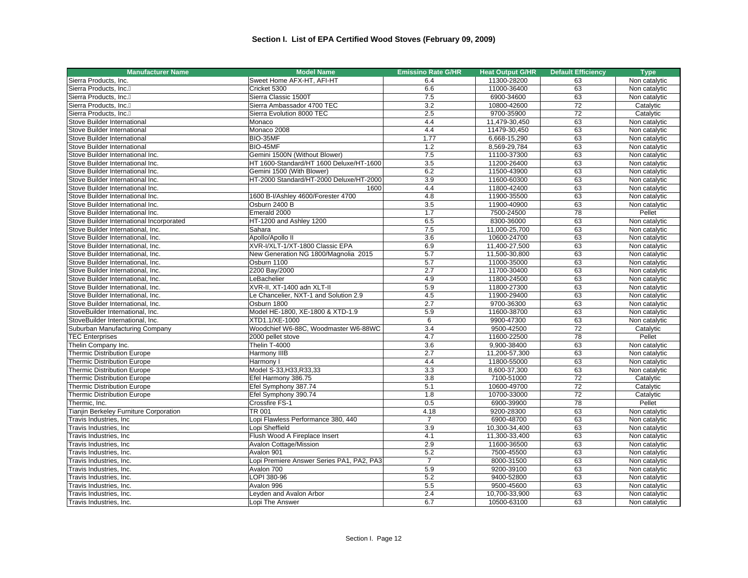# Section I. List of EPA Certified Wood Stoves (February 09, 2009)

| Manufacturer Name | Model Name | Emissino Rate G/HR | Heat Output G/HR | Default Efficiency | Type |
|---|---|---|---|---|---|
| Sierra Products, Inc. | Sweet Home AFX-HT, AFI-HT | 6.4 | 11300-28200 | 63 | Non catalytic |
| Sierra Products, Inc. | Cricket 5300 | 6.6 | 11000-36400 | 63 | Non catalytic |
| Sierra Products, Inc. | Sierra Classic 1500T | 7.5 | 6900-34600 | 63 | Non catalytic |
| Sierra Products, Inc. | Sierra Ambassador 4700 TEC | 3.2 | 10800-42600 | 72 | Catalytic |
| Sierra Products, Inc. | Sierra Evolution 8000 TEC | 2.5 | 9700-35900 | 72 | Catalytic |
| Stove Builder International | Monaco | 4.4 | 11,479-30,450 | 63 | Non catalytic |
| Stove Builder International | Monaco 2008 | 4.4 | 11479-30,450 | 63 | Non catalytic |
| Stove Builder International | BIO-35MF | 1.77 | 6,668-15,290 | 63 | Non catalytic |
| Stove Builder International | BIO-45MF | 1.2 | 8,569-29,784 | 63 | Non catalytic |
| Stove Builder International Inc. | Gemini 1500N (Without Blower) | 7.5 | 11100-37300 | 63 | Non catalytic |
| Stove Builder International Inc. | HT 1600-Standard/HT 1600 Deluxe/HT-1600 | 3.5 | 11200-26400 | 63 | Non catalytic |
| Stove Builder International Inc. | Gemini 1500 (With Blower) | 6.2 | 11500-43900 | 63 | Non catalytic |
| Stove Builder International Inc. | HT-2000 Standard/HT-2000 Deluxe/HT-2000 | 3.9 | 11600-60300 | 63 | Non catalytic |
| Stove Builder International Inc. | 1600 | 4.4 | 11800-42400 | 63 | Non catalytic |
| Stove Builder International Inc. | 1600 B-I/Ashley 4600/Forester 4700 | 4.8 | 11900-35500 | 63 | Non catalytic |
| Stove Builder International Inc. | Osburn 2400 B | 3.5 | 11900-40900 | 63 | Non catalytic |
| Stove Builder International Inc. | Emerald 2000 | 1.7 | 7500-24500 | 78 | Pellet |
| Stove Builder International Incorporated | HT-1200 and Ashley 1200 | 6.5 | 8300-36000 | 63 | Non catalytic |
| Stove Builder International, Inc. | Sahara | 7.5 | 11,000-25,700 | 63 | Non catalytic |
| Stove Builder International, Inc. | Apollo/Apollo II | 3.6 | 10600-24700 | 63 | Non catalytic |
| Stove Builder International, Inc. | XVR-I/XLT-1/XT-1800 Classic EPA | 6.9 | 11,400-27,500 | 63 | Non catalytic |
| Stove Builder International, Inc. | New Generation NG 1800/Magnolia 2015 | 5.7 | 11,500-30,800 | 63 | Non catalytic |
| Stove Builder International, Inc. | Osburn 1100 | 5.7 | 11000-35000 | 63 | Non catalytic |
| Stove Builder International, Inc. | 2200 Bay/2000 | 2.7 | 11700-30400 | 63 | Non catalytic |
| Stove Builder International, Inc. | LeBachelier | 4.9 | 11800-24500 | 63 | Non catalytic |
| Stove Builder International, Inc. | XVR-II, XT-1400 adn XLT-II | 5.9 | 11800-27300 | 63 | Non catalytic |
| Stove Builder International, Inc. | Le Chancelier, NXT-1 and Solution 2.9 | 4.5 | 11900-29400 | 63 | Non catalytic |
| Stove Builder International, Inc. | Osburn 1800 | 2.7 | 9700-36300 | 63 | Non catalytic |
| StoveBuilder International, Inc. | Model HE-1800, XE-1800 & XTD-1.9 | 5.9 | 11600-38700 | 63 | Non catalytic |
| StoveBuilder International, Inc. | XTD1.1/XE-1000 | 6 | 9900-47300 | 63 | Non catalytic |
| Suburban Manufacturing Company | Woodchief W6-88C, Woodmaster W6-88WC | 3.4 | 9500-42500 | 72 | Catalytic |
| TEC Enterprises | 2000 pellet stove | 4.7 | 11600-22500 | 78 | Pellet |
| Thelin Company Inc. | Thelin T-4000 | 3.6 | 9,900-38400 | 63 | Non catalytic |
| Thermic Distribution Europe | Harmony IIIB | 2.7 | 11,200-57,300 | 63 | Non catalytic |
| Thermic Distribution Europe | Harmony I | 4.4 | 11800-55000 | 63 | Non catalytic |
| Thermic Distribution Europe | Model S-33,H33,R33,33 | 3.3 | 8,600-37,300 | 63 | Non catalytic |
| Thermic Distribution Europe | Efel Harmony 386.75 | 3.8 | 7100-51000 | 72 | Catalytic |
| Thermic Distribution Europe | Efel Symphony 387.74 | 5.1 | 10600-49700 | 72 | Catalytic |
| Thermic Distribution Europe | Efel Symphony 390.74 | 1.8 | 10700-33000 | 72 | Catalytic |
| Thermic, Inc. | Crossfire FS-1 | 0.5 | 6900-39900 | 78 | Pellet |
| Tianjin Berkeley Furniture Corporation | TR 001 | 4.18 | 9200-28300 | 63 | Non catalytic |
| Travis Industries, Inc | Lopi Flawless Performance 380, 440 | 7 | 6900-48700 | 63 | Non catalytic |
| Travis Industries, Inc | Lopi Sheffield | 3.9 | 10,300-34,400 | 63 | Non catalytic |
| Travis Industries, Inc | Flush Wood A Fireplace Insert | 4.1 | 11,300-33,400 | 63 | Non catalytic |
| Travis Industries, Inc | Avalon Cottage/Mission | 2.9 | 11600-36500 | 63 | Non catalytic |
| Travis Industries, Inc. | Avalon 901 | 5.2 | 7500-45500 | 63 | Non catalytic |
| Travis Industries, Inc. | Lopi Premiere Answer Series PA1, PA2, PA3 | 7 | 8000-31500 | 63 | Non catalytic |
| Travis Industries, Inc. | Avalon 700 | 5.9 | 9200-39100 | 63 | Non catalytic |
| Travis Industries, Inc. | LOPI 380-96 | 5.2 | 9400-52800 | 63 | Non catalytic |
| Travis Industries, Inc. | Avalon 996 | 5.5 | 9500-45600 | 63 | Non catalytic |
| Travis Industries, Inc. | Leyden and Avalon Arbor | 2.4 | 10,700-33,900 | 63 | Non catalytic |
| Travis Industries, Inc. | Lopi The Answer | 6.7 | 10500-63100 | 63 | Non catalytic |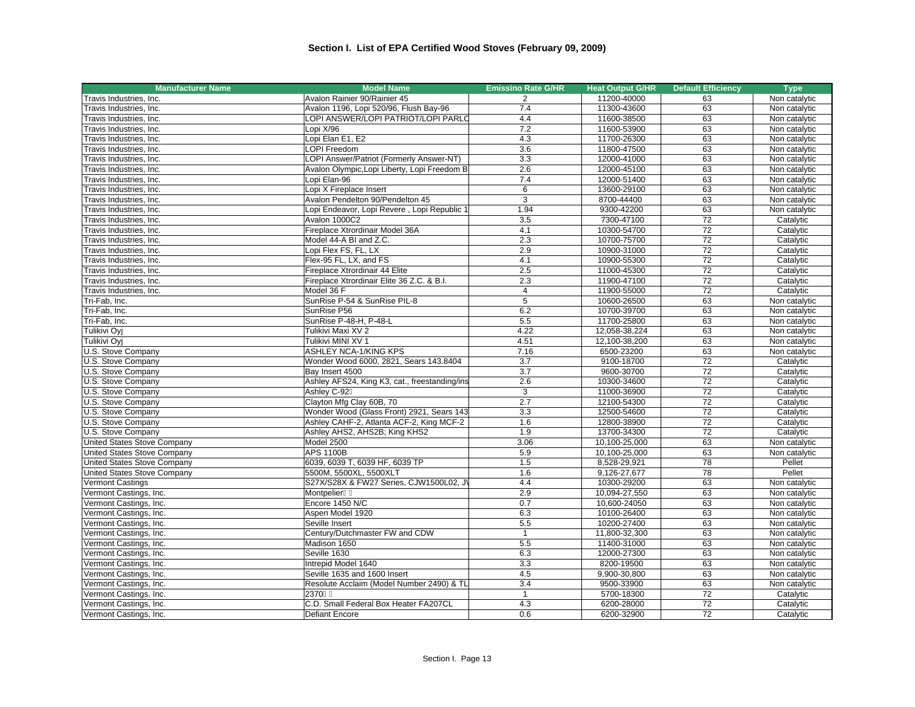## Section I. List of EPA Certified Wood Stoves (February 09, 2009)

| Manufacturer Name | Model Name | Emissino Rate G/HR | Heat Output G/HR | Default Efficiency | Type |
|---|---|---|---|---|---|
| Travis Industries, Inc. | Avalon Rainier 90/Rainier 45 | 2 | 11200-40000 | 63 | Non catalytic |
| Travis Industries, Inc. | Avalon 1196, Lopi 520/96, Flush Bay-96 | 7.4 | 11300-43600 | 63 | Non catalytic |
| Travis Industries, Inc. | LOPI ANSWER/LOPI PATRIOT/LOPI PARLC | 4.4 | 11600-38500 | 63 | Non catalytic |
| Travis Industries, Inc. | Lopi X/96 | 7.2 | 11600-53900 | 63 | Non catalytic |
| Travis Industries, Inc. | Lopi Elan E1, E2 | 4.3 | 11700-26300 | 63 | Non catalytic |
| Travis Industries, Inc. | LOPI Freedom | 3.6 | 11800-47500 | 63 | Non catalytic |
| Travis Industries, Inc. | LOPI Answer/Patriot (Formerly Answer-NT) | 3.3 | 12000-41000 | 63 | Non catalytic |
| Travis Industries, Inc. | Avalon Olympic,Lopi Liberty, Lopi Freedom B | 2.6 | 12000-45100 | 63 | Non catalytic |
| Travis Industries, Inc. | Lopi Elan-96 | 7.4 | 12000-51400 | 63 | Non catalytic |
| Travis Industries, Inc. | Lopi X Fireplace Insert | 6 | 13600-29100 | 63 | Non catalytic |
| Travis Industries, Inc. | Avalon Pendelton 90/Pendelton 45 | 3 | 8700-44400 | 63 | Non catalytic |
| Travis Industries, Inc. | Lopi Endeavor, Lopi Revere , Lopi Republic 1 | 1.94 | 9300-42200 | 63 | Non catalytic |
| Travis Industries, Inc. | Avalon 1000C2 | 3.5 | 7300-47100 | 72 | Catalytic |
| Travis Industries, Inc. | Fireplace Xtrordinair Model 36A | 4.1 | 10300-54700 | 72 | Catalytic |
| Travis Industries, Inc. | Model 44-A BI and Z.C. | 2.3 | 10700-75700 | 72 | Catalytic |
| Travis Industries, Inc. | Lopi Flex FS, FL, LX | 2.9 | 10900-31000 | 72 | Catalytic |
| Travis Industries, Inc. | Flex-95 FL, LX, and FS | 4.1 | 10900-55300 | 72 | Catalytic |
| Travis Industries, Inc. | Fireplace Xtrordinair 44 Elite | 2.5 | 11000-45300 | 72 | Catalytic |
| Travis Industries, Inc. | Fireplace Xtrordinair Elite 36 Z.C. & B.I. | 2.3 | 11900-47100 | 72 | Catalytic |
| Travis Industries, Inc. | Model 36 F | 4 | 11900-55000 | 72 | Catalytic |
| Tri-Fab, Inc. | SunRise P-54 & SunRise PIL-8 | 5 | 10600-26500 | 63 | Non catalytic |
| Tri-Fab, Inc. | SunRise P56 | 6.2 | 10700-39700 | 63 | Non catalytic |
| Tri-Fab, Inc. | SunRise P-48-H, P-48-L | 5.5 | 11700-25800 | 63 | Non catalytic |
| Tulikivi Oyj | Tulikivi Maxi XV 2 | 4.22 | 12,058-38,224 | 63 | Non catalytic |
| Tulikivi Oyj | Tulikivi MINI XV 1 | 4.51 | 12,100-38,200 | 63 | Non catalytic |
| U.S. Stove Company | ASHLEY NCA-1/KING KPS | 7.16 | 6500-23200 | 63 | Non catalytic |
| U.S. Stove Company | Wonder Wood 6000, 2821, Sears 143.8404 | 3.7 | 9100-18700 | 72 | Catalytic |
| U.S. Stove Company | Bay Insert 4500 | 3.7 | 9600-30700 | 72 | Catalytic |
| U.S. Stove Company | Ashley AFS24, King K3, cat., freestanding/ins | 2.6 | 10300-34600 | 72 | Catalytic |
| U.S. Stove Company | Ashley C-92 | 3 | 11000-36900 | 72 | Catalytic |
| U.S. Stove Company | Clayton Mfg Clay 60B, 70 | 2.7 | 12100-54300 | 72 | Catalytic |
| U.S. Stove Company | Wonder Wood (Glass Front) 2921, Sears 143 | 3.3 | 12500-54600 | 72 | Catalytic |
| U.S. Stove Company | Ashley CAHF-2, Atlanta ACF-2, King MCF-2 | 1.6 | 12800-38900 | 72 | Catalytic |
| U.S. Stove Company | Ashley AHS2, AHS2B; King KHS2 | 1.9 | 13700-34300 | 72 | Catalytic |
| United States Stove Company | Model 2500 | 3.06 | 10,100-25,000 | 63 | Non catalytic |
| United States Stove Company | APS 1100B | 5.9 | 10,100-25,000 | 63 | Non catalytic |
| United States Stove Company | 6039, 6039 T, 6039 HF, 6039 TP | 1.5 | 8,528-29,921 | 78 | Pellet |
| United States Stove Company | 5500M, 5500XL, 5500XLT | 1.6 | 9,126-27,677 | 78 | Pellet |
| Vermont Castings | S27X/S28X & FW27 Series, CJW1500L02, J\ | 4.4 | 10300-29200 | 63 | Non catalytic |
| Vermont Castings, Inc. | Montpelier | 2.9 | 10,094-27,550 | 63 | Non catalytic |
| Vermont Castings, Inc. | Encore 1450 N/C | 0.7 | 10,600-24050 | 63 | Non catalytic |
| Vermont Castings, Inc. | Aspen Model 1920 | 6.3 | 10100-26400 | 63 | Non catalytic |
| Vermont Castings, Inc. | Seville Insert | 5.5 | 10200-27400 | 63 | Non catalytic |
| Vermont Castings, Inc. | Century/Dutchmaster FW and CDW | 1 | 11,800-32,300 | 63 | Non catalytic |
| Vermont Castings, Inc. | Madison 1650 | 5.5 | 11400-31000 | 63 | Non catalytic |
| Vermont Castings, Inc. | Seville 1630 | 6.3 | 12000-27300 | 63 | Non catalytic |
| Vermont Castings, Inc. | Intrepid Model 1640 | 3.3 | 8200-19500 | 63 | Non catalytic |
| Vermont Castings, Inc. | Seville 1635 and 1600 Insert | 4.5 | 9,900-30,800 | 63 | Non catalytic |
| Vermont Castings, Inc. | Resolute Acclaim (Model Number 2490) & TL | 3.4 | 9500-33900 | 63 | Non catalytic |
| Vermont Castings, Inc. | 2370 | 1 | 5700-18300 | 72 | Catalytic |
| Vermont Castings, Inc. | C.D. Small Federal Box Heater FA207CL | 4.3 | 6200-28000 | 72 | Catalytic |
| Vermont Castings, Inc. | Defiant Encore | 0.6 | 6200-32900 | 72 | Catalytic |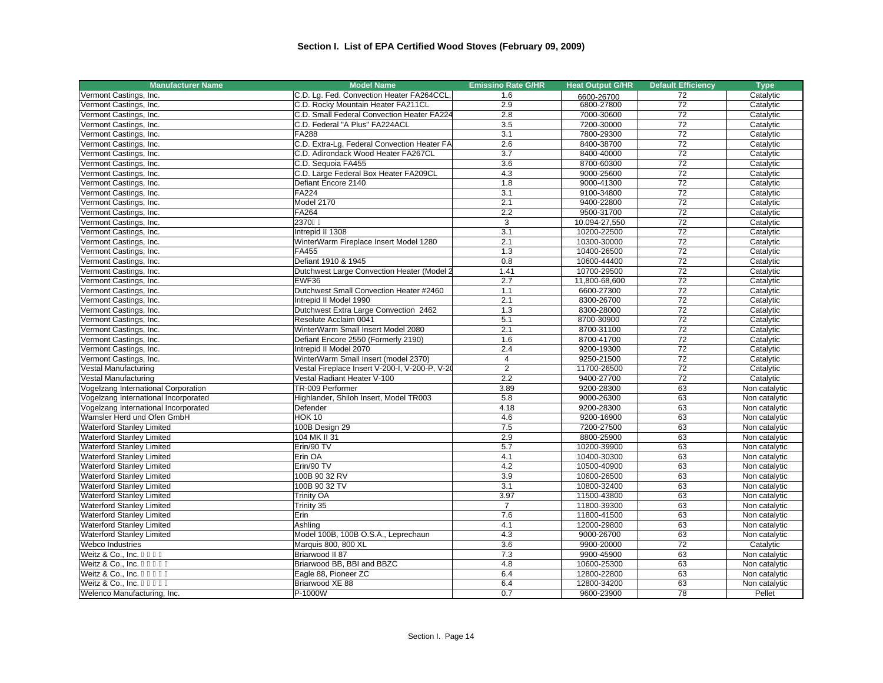# Section I. List of EPA Certified Wood Stoves (February 09, 2009)

| Manufacturer Name | Model Name | Emissino Rate G/HR | Heat Output G/HR | Default Efficiency | Type |
|---|---|---|---|---|---|
| Vermont Castings, Inc. | C.D. Lg. Fed. Convection Heater FA264CCL, | 1.6 | 6600-26700 | 72 | Catalytic |
| Vermont Castings, Inc. | C.D. Rocky Mountain Heater FA211CL | 2.9 | 6800-27800 | 72 | Catalytic |
| Vermont Castings, Inc. | C.D. Small Federal Convection Heater FA224 | 2.8 | 7000-30600 | 72 | Catalytic |
| Vermont Castings, Inc. | C.D. Federal "A Plus" FA224ACL | 3.5 | 7200-30000 | 72 | Catalytic |
| Vermont Castings, Inc. | FA288 | 3.1 | 7800-29300 | 72 | Catalytic |
| Vermont Castings, Inc. | C.D. Extra-Lg. Federal Convection Heater FA | 2.6 | 8400-38700 | 72 | Catalytic |
| Vermont Castings, Inc. | C.D. Adirondack Wood Heater FA267CL | 3.7 | 8400-40000 | 72 | Catalytic |
| Vermont Castings, Inc. | C.D. Sequoia FA455 | 3.6 | 8700-60300 | 72 | Catalytic |
| Vermont Castings, Inc. | C.D. Large Federal Box Heater FA209CL | 4.3 | 9000-25600 | 72 | Catalytic |
| Vermont Castings, Inc. | Defiant Encore 2140 | 1.8 | 9000-41300 | 72 | Catalytic |
| Vermont Castings, Inc. | FA224 | 3.1 | 9100-34800 | 72 | Catalytic |
| Vermont Castings, Inc. | Model 2170 | 2.1 | 9400-22800 | 72 | Catalytic |
| Vermont Castings, Inc. | FA264 | 2.2 | 9500-31700 | 72 | Catalytic |
| Vermont Castings, Inc. | 2370 | 3 | 10.094-27,550 | 72 | Catalytic |
| Vermont Castings, Inc. | Intrepid II 1308 | 3.1 | 10200-22500 | 72 | Catalytic |
| Vermont Castings, Inc. | WinterWarm Fireplace Insert Model 1280 | 2.1 | 10300-30000 | 72 | Catalytic |
| Vermont Castings, Inc. | FA455 | 1.3 | 10400-26500 | 72 | Catalytic |
| Vermont Castings, Inc. | Defiant 1910 & 1945 | 0.8 | 10600-44400 | 72 | Catalytic |
| Vermont Castings, Inc. | Dutchwest Large Convection Heater (Model 2 | 1.41 | 10700-29500 | 72 | Catalytic |
| Vermont Castings, Inc. | EWF36 | 2.7 | 11,800-68,600 | 72 | Catalytic |
| Vermont Castings, Inc. | Dutchwest Small Convection Heater #2460 | 1.1 | 6600-27300 | 72 | Catalytic |
| Vermont Castings, Inc. | Intrepid II Model 1990 | 2.1 | 8300-26700 | 72 | Catalytic |
| Vermont Castings, Inc. | Dutchwest Extra Large Convection 2462 | 1.3 | 8300-28000 | 72 | Catalytic |
| Vermont Castings, Inc. | Resolute Acclaim 0041 | 5.1 | 8700-30900 | 72 | Catalytic |
| Vermont Castings, Inc. | WinterWarm Small Insert Model 2080 | 2.1 | 8700-31100 | 72 | Catalytic |
| Vermont Castings, Inc. | Defiant Encore 2550 (Formerly 2190) | 1.6 | 8700-41700 | 72 | Catalytic |
| Vermont Castings, Inc. | Intrepid II Model 2070 | 2.4 | 9200-19300 | 72 | Catalytic |
| Vermont Castings, Inc. | WinterWarm Small Insert (model 2370) | 4 | 9250-21500 | 72 | Catalytic |
| Vestal Manufacturing | Vestal Fireplace Insert V-200-I, V-200-P, V-20 | 2 | 11700-26500 | 72 | Catalytic |
| Vestal Manufacturing | Vestal Radiant Heater V-100 | 2.2 | 9400-27700 | 72 | Catalytic |
| Vogelzang International Corporation | TR-009 Performer | 3.89 | 9200-28300 | 63 | Non catalytic |
| Vogelzang International Incorporated | Highlander, Shiloh Insert, Model TR003 | 5.8 | 9000-26300 | 63 | Non catalytic |
| Vogelzang International Incorporated | Defender | 4.18 | 9200-28300 | 63 | Non catalytic |
| Wamsler Herd und Ofen GmbH | HOK 10 | 4.6 | 9200-16900 | 63 | Non catalytic |
| Waterford Stanley Limited | 100B Design 29 | 7.5 | 7200-27500 | 63 | Non catalytic |
| Waterford Stanley Limited | 104 MK II 31 | 2.9 | 8800-25900 | 63 | Non catalytic |
| Waterford Stanley Limited | Erin/90 TV | 5.7 | 10200-39900 | 63 | Non catalytic |
| Waterford Stanley Limited | Erin OA | 4.1 | 10400-30300 | 63 | Non catalytic |
| Waterford Stanley Limited | Erin/90 TV | 4.2 | 10500-40900 | 63 | Non catalytic |
| Waterford Stanley Limited | 100B 90 32 RV | 3.9 | 10600-26500 | 63 | Non catalytic |
| Waterford Stanley Limited | 100B 90 32 TV | 3.1 | 10800-32400 | 63 | Non catalytic |
| Waterford Stanley Limited | Trinity OA | 3.97 | 11500-43800 | 63 | Non catalytic |
| Waterford Stanley Limited | Trinity 35 | 7 | 11800-39300 | 63 | Non catalytic |
| Waterford Stanley Limited | Erin | 7.6 | 11800-41500 | 63 | Non catalytic |
| Waterford Stanley Limited | Ashling | 4.1 | 12000-29800 | 63 | Non catalytic |
| Waterford Stanley Limited | Model 100B, 100B O.S.A., Leprechaun | 4.3 | 9000-26700 | 63 | Non catalytic |
| Webco Industries | Marquis 800, 800 XL | 3.6 | 9900-20000 | 72 | Catalytic |
| Weitz & Co., Inc. | Briarwood II 87 | 7.3 | 9900-45900 | 63 | Non catalytic |
| Weitz & Co., Inc. | Briarwood BB, BBI and BBZC | 4.8 | 10600-25300 | 63 | Non catalytic |
| Weitz & Co., Inc. | Eagle 88, Pioneer ZC | 6.4 | 12800-22800 | 63 | Non catalytic |
| Weitz & Co., Inc. | Briarwood XE 88 | 6.4 | 12800-34200 | 63 | Non catalytic |
| Welenco Manufacturing, Inc. | P-1000W | 0.7 | 9600-23900 | 78 | Pellet |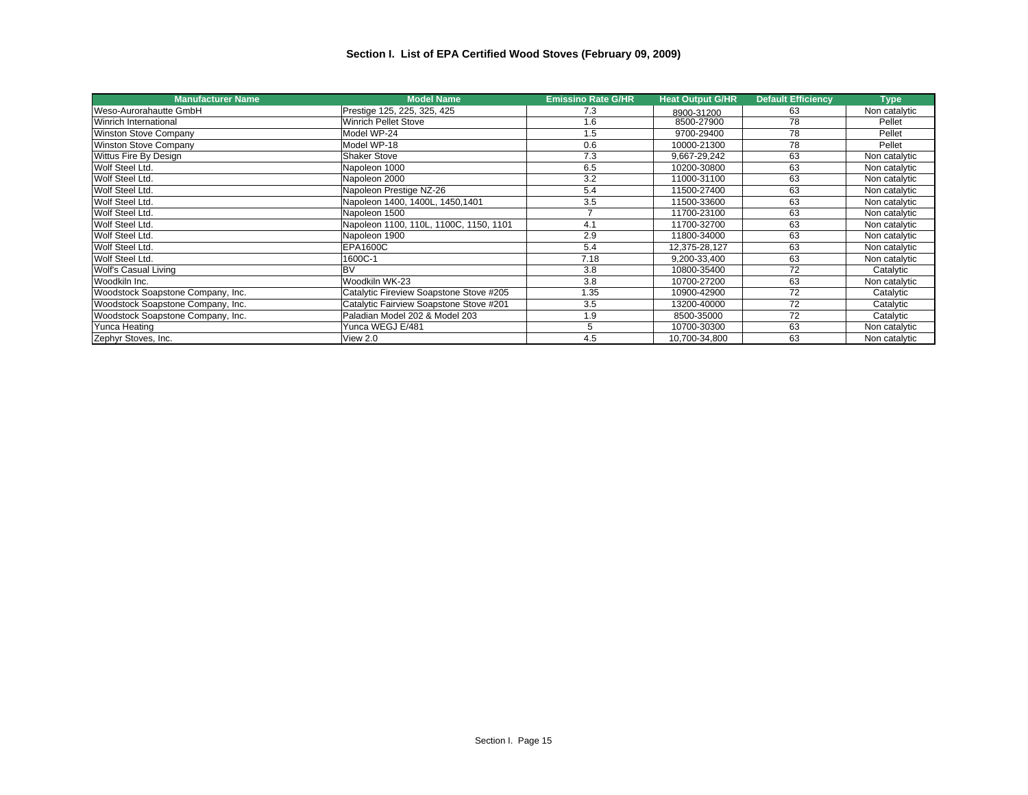### Section I. List of EPA Certified Wood Stoves (February 09, 2009)

| Manufacturer Name | Model Name | Emissino Rate G/HR | Heat Output G/HR | Default Efficiency | Type |
|---|---|---|---|---|---|
| Weso-Aurorahautte GmbH | Prestige 125, 225, 325, 425 | 7.3 | 8900-31200 | 63 | Non catalytic |
| Winrich International | Winrich Pellet Stove | 1.6 | 8500-27900 | 78 | Pellet |
| Winston Stove Company | Model WP-24 | 1.5 | 9700-29400 | 78 | Pellet |
| Winston Stove Company | Model WP-18 | 0.6 | 10000-21300 | 78 | Pellet |
| Wittus Fire By Design | Shaker Stove | 7.3 | 9,667-29,242 | 63 | Non catalytic |
| Wolf Steel Ltd. | Napoleon 1000 | 6.5 | 10200-30800 | 63 | Non catalytic |
| Wolf Steel Ltd. | Napoleon 2000 | 3.2 | 11000-31100 | 63 | Non catalytic |
| Wolf Steel Ltd. | Napoleon Prestige NZ-26 | 5.4 | 11500-27400 | 63 | Non catalytic |
| Wolf Steel Ltd. | Napoleon 1400, 1400L, 1450,1401 | 3.5 | 11500-33600 | 63 | Non catalytic |
| Wolf Steel Ltd. | Napoleon 1500 | 7 | 11700-23100 | 63 | Non catalytic |
| Wolf Steel Ltd. | Napoleon 1100, 110L, 1100C, 1150, 1101 | 4.1 | 11700-32700 | 63 | Non catalytic |
| Wolf Steel Ltd. | Napoleon 1900 | 2.9 | 11800-34000 | 63 | Non catalytic |
| Wolf Steel Ltd. | EPA1600C | 5.4 | 12,375-28,127 | 63 | Non catalytic |
| Wolf Steel Ltd. | 1600C-1 | 7.18 | 9,200-33,400 | 63 | Non catalytic |
| Wolf's Casual Living | BV | 3.8 | 10800-35400 | 72 | Catalytic |
| Woodkiln Inc. | Woodkiln WK-23 | 3.8 | 10700-27200 | 63 | Non catalytic |
| Woodstock Soapstone Company, Inc. | Catalytic Fireview Soapstone Stove #205 | 1.35 | 10900-42900 | 72 | Catalytic |
| Woodstock Soapstone Company, Inc. | Catalytic Fairview Soapstone Stove #201 | 3.5 | 13200-40000 | 72 | Catalytic |
| Woodstock Soapstone Company, Inc. | Paladian Model 202 & Model 203 | 1.9 | 8500-35000 | 72 | Catalytic |
| Yunca Heating | Yunca WEGJ E/481 | 5 | 10700-30300 | 63 | Non catalytic |
| Zephyr Stoves, Inc. | View 2.0 | 4.5 | 10,700-34,800 | 63 | Non catalytic |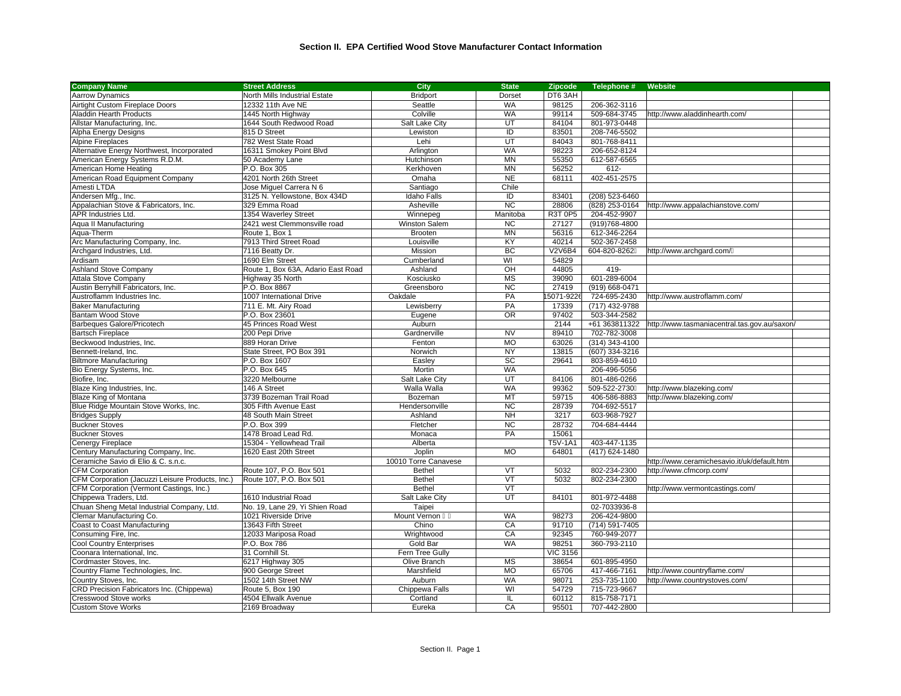### Section II. EPA Certified Wood Stove Manufacturer Contact Information

| Company Name | Street Address | City | State | Zipcode | Telephone # | Website |
|---|---|---|---|---|---|---|
| Aarrow Dynamics | North Mills Industrial Estate | Bridport | Dorset | DT6 3AH | | |
| Airtight Custom Fireplace Doors | 12332 11th Ave NE | Seattle | WA | 98125 | 206-362-3116 | |
| Aladdin Hearth Products | 1445 North Highway | Colville | WA | 99114 | 509-684-3745 | http://www.aladdinhearth.com/ |
| Allstar Manufacturing, Inc. | 1644 South Redwood Road | Salt Lake City | UT | 84104 | 801-973-0448 | |
| Alpha Energy Designs | 815 D Street | Lewiston | ID | 83501 | 208-746-5502 | |
| Alpine Fireplaces | 782 West State Road | Lehi | UT | 84043 | 801-768-8411 | |
| Alternative Energy Northwest, Incorporated | 16311 Smokey Point Blvd | Arlington | WA | 98223 | 206-652-8124 | |
| American Energy Systems R.D.M. | 50 Academy Lane | Hutchinson | MN | 55350 | 612-587-6565 | |
| American Home Heating | P.O. Box 305 | Kerkhoven | MN | 56252 | 612- | |
| American Road Equipment Company | 4201 North 26th Street | Omaha | NE | 68111 | 402-451-2575 | |
| Amesti LTDA | Jose Miguel Carrera N 6 | Santiago | Chile | | | |
| Andersen Mfg., Inc. | 3125 N. Yellowstone, Box 434D | Idaho Falls | ID | 83401 | (208) 523-6460 | |
| Appalachian Stove & Fabricators, Inc. | 329 Emma Road | Asheville | NC | 28806 | (828) 253-0164 | http://www.appalachianstove.com/ |
| APR Industries Ltd. | 1354 Waverley Street | Winnepeg | Manitoba | R3T 0P5 | 204-452-9907 | |
| Aqua II Manufacturing | 2421 west Clemmonsville road | Winston Salem | NC | 27127 | (919)768-4800 | |
| Aqua-Therm | Route 1, Box 1 | Brooten | MN | 56316 | 612-346-2264 | |
| Arc Manufacturing Company, Inc. | 7913 Third Street Road | Louisville | KY | 40214 | 502-367-2458 | |
| Archgard Industries, Ltd. | 7116 Beatty Dr. | Mission | BC | V2V6B4 | 604-820-8262 | http://www.archgard.com/ |
| Ardisam | 1690 Elm Street | Cumberland | WI | 54829 | | |
| Ashland Stove Company | Route 1, Box 63A, Adario East Road | Ashland | OH | 44805 | 419- | |
| Attala Stove Company | Highway 35 North | Kosciusko | MS | 39090 | 601-289-6004 | |
| Austin Berryhill Fabricators, Inc. | P.O. Box 8867 | Greensboro | NC | 27419 | (919) 668-0471 | |
| Austroflamm Industries Inc. | 1007 International Drive | Oakdale | PA | 15071-9226 | 724-695-2430 | http://www.austroflamm.com/ |
| Baker Manufacturing | 711 E. Mt. Airy Road | Lewisberry | PA | 17339 | (717) 432-9788 | |
| Bantam Wood Stove | P.O. Box 23601 | Eugene | OR | 97402 | 503-344-2582 | |
| Barbeques Galore/Pricotech | 45 Princes Road West | Auburn | | 2144 | +61 363811322 | http://www.tasmaniacentral.tas.gov.au/saxon/ |
| Bartsch Fireplace | 200 Pepi Drive | Gardnerville | NV | 89410 | 702-782-3008 | |
| Beckwood Industries, Inc. | 889 Horan Drive | Fenton | MO | 63026 | (314) 343-4100 | |
| Bennett-Ireland, Inc. | State Street, PO Box 391 | Norwich | NY | 13815 | (607) 334-3216 | |
| Biltmore Manufacturing | P.O. Box 1607 | Easley | SC | 29641 | 803-859-4610 | |
| Bio Energy Systems, Inc. | P.O. Box 645 | Mortin | WA | | 206-496-5056 | |
| Biofire, Inc. | 3220 Melbourne | Salt Lake City | UT | 84106 | 801-486-0266 | |
| Blaze King Industries, Inc. | 146 A Street | Walla Walla | WA | 99362 | 509-522-2730 | http://www.blazeking.com/ |
| Blaze King of Montana | 3739 Bozeman Trail Road | Bozeman | MT | 59715 | 406-586-8883 | http://www.blazeking.com/ |
| Blue Ridge Mountain Stove Works, Inc. | 305 Fifth Avenue East | Hendersonville | NC | 28739 | 704-692-5517 | |
| Bridges Supply | 48 South Main Street | Ashland | NH | 3217 | 603-968-7927 | |
| Buckner Stoves | P.O. Box 399 | Fletcher | NC | 28732 | 704-684-4444 | |
| Buckner Stoves | 1478 Broad Lead Rd. | Monaca | PA | 15061 | | |
| Cenergy Fireplace | 15304 - Yellowhead Trail | Alberta | | T5V-1A1 | 403-447-1135 | |
| Century Manufacturing Company, Inc. | 1620 East 20th Street | Joplin | MO | 64801 | (417) 624-1480 | |
| Ceramiche Savio di Elio & C. s.n.c. | | 10010 Torre Canavese | | | | http://www.ceramichesavio.it/uk/default.htm |
| CFM Corporation | Route 107, P.O. Box 501 | Bethel | VT | 5032 | 802-234-2300 | http://www.cfmcorp.com/ |
| CFM Corporation (Jacuzzi Leisure Products, Inc.) | Route 107, P.O. Box 501 | Bethel | VT | 5032 | 802-234-2300 | |
| CFM Corporation (Vermont Castings, Inc.) | | Bethel | VT | | | http://www.vermontcastings.com/ |
| Chippewa Traders, Ltd. | 1610 Industrial Road | Salt Lake City | UT | 84101 | 801-972-4488 | |
| Chuan Sheng Metal Industrial Company, Ltd. | No. 19, Lane 29, Yi Shien Road | Taipei | | | 02-7033936-8 | |
| Clemar Manufacturing Co. | 1021 Riverside Drive | Mount Vernon | WA | 98273 | 206-424-9800 | |
| Coast to Coast Manufacturing | 13643 Fifth Street | Chino | CA | 91710 | (714) 591-7405 | |
| Consuming Fire, Inc. | 12033 Mariposa Road | Wrightwood | CA | 92345 | 760-949-2077 | |
| Cool Country Enterprises | P.O. Box 786 | Gold Bar | WA | 98251 | 360-793-2110 | |
| Coonara International, Inc. | 31 Cornhill St. | Fern Tree Gully | | VIC 3156 | | |
| Cordmaster Stoves, Inc. | 6217 Highway 305 | Olive Branch | MS | 38654 | 601-895-4950 | |
| Country Flame Technologies, Inc. | 900 George Street | Marshfield | MO | 65706 | 417-466-7161 | http://www.countryflame.com/ |
| Country Stoves, Inc. | 1502 14th Street NW | Auburn | WA | 98071 | 253-735-1100 | http://www.countrystoves.com/ |
| CRD Precision Fabricators Inc. (Chippewa) | Route 5, Box 190 | Chippewa Falls | WI | 54729 | 715-723-9667 | |
| Cresswood Stove works | 4504 Ellwalk Avenue | Cortland | IL | 60112 | 815-758-7171 | |
| Custom Stove Works | 2169 Broadway | Eureka | CA | 95501 | 707-442-2800 | |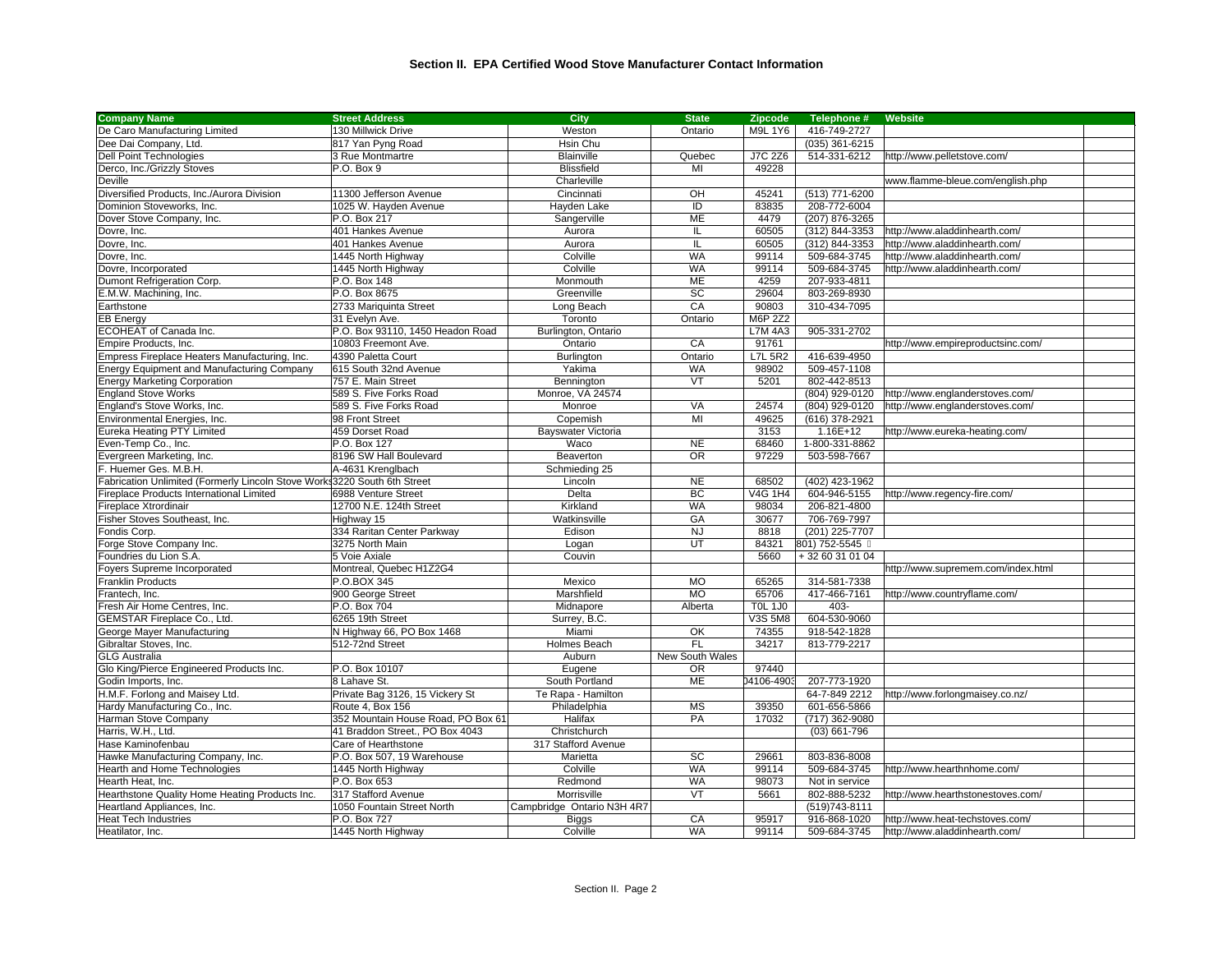## Section II. EPA Certified Wood Stove Manufacturer Contact Information

| Company Name | Street Address | City | State | Zipcode | Telephone # | Website | |
|---|---|---|---|---|---|---|---|
| De Caro Manufacturing Limited | 130 Millwick Drive | Weston | Ontario | M9L 1Y6 | 416-749-2727 | | |
| Dee Dai Company, Ltd. | 817 Yan Pyng Road | Hsin Chu | | | (035) 361-6215 | | |
| Dell Point Technologies | 3 Rue Montmartre | Blainville | Quebec | J7C 2Z6 | 514-331-6212 | http://www.pelletstove.com/ | |
| Derco, Inc./Grizzly Stoves | P.O. Box 9 | Blissfield | MI | 49228 | | | |
| Deville | | Charleville | | | | www.flamme-bleue.com/english.php | |
| Diversified Products, Inc./Aurora Division | 11300 Jefferson Avenue | Cincinnati | OH | 45241 | (513) 771-6200 | | |
| Dominion Stoveworks, Inc. | 1025 W. Hayden Avenue | Hayden Lake | ID | 83835 | 208-772-6004 | | |
| Dover Stove Company, Inc. | P.O. Box 217 | Sangerville | ME | 4479 | (207) 876-3265 | | |
| Dovre, Inc. | 401 Hankes Avenue | Aurora | IL | 60505 | (312) 844-3353 | http://www.aladdinhearth.com/ | |
| Dovre, Inc. | 401 Hankes Avenue | Aurora | IL | 60505 | (312) 844-3353 | http://www.aladdinhearth.com/ | |
| Dovre, Inc. | 1445 North Highway | Colville | WA | 99114 | 509-684-3745 | http://www.aladdinhearth.com/ | |
| Dovre, Incorporated | 1445 North Highway | Colville | WA | 99114 | 509-684-3745 | http://www.aladdinhearth.com/ | |
| Dumont Refrigeration Corp. | P.O. Box 148 | Monmouth | ME | 4259 | 207-933-4811 | | |
| E.M.W. Machining, Inc. | P.O. Box 8675 | Greenville | SC | 29604 | 803-269-8930 | | |
| Earthstone | 2733 Mariquinta Street | Long Beach | CA | 90803 | 310-434-7095 | | |
| EB Energy | 31 Evelyn Ave. | Toronto | Ontario | M6P 2Z2 | | | |
| ECOHEAT of Canada Inc. | P.O. Box 93110, 1450 Headon Road | Burlington, Ontario | | L7M 4A3 | 905-331-2702 | | |
| Empire Products, Inc. | 10803 Freemont Ave. | Ontario | CA | 91761 | | http://www.empireproductsinc.com/ | |
| Empress Fireplace Heaters Manufacturing, Inc. | 4390 Paletta Court | Burlington | Ontario | L7L 5R2 | 416-639-4950 | | |
| Energy Equipment and Manufacturing Company | 615 South 32nd Avenue | Yakima | WA | 98902 | 509-457-1108 | | |
| Energy Marketing Corporation | 757 E. Main Street | Bennington | VT | 5201 | 802-442-8513 | | |
| England Stove Works | 589 S. Five Forks Road | Monroe, VA 24574 | | | (804) 929-0120 | http://www.englanderstoves.com/ | |
| England's Stove Works, Inc. | 589 S. Five Forks Road | Monroe | VA | 24574 | (804) 929-0120 | http://www.englanderstoves.com/ | |
| Environmental Energies, Inc. | 98 Front Street | Copemish | MI | 49625 | (616) 378-2921 | | |
| Eureka Heating PTY Limited | 459 Dorset Road | Bayswater Victoria | | 3153 | 1.16E+12 | http://www.eureka-heating.com/ | |
| Even-Temp Co., Inc. | P.O. Box 127 | Waco | NE | 68460 | 1-800-331-8862 | | |
| Evergreen Marketing, Inc. | 8196 SW Hall Boulevard | Beaverton | OR | 97229 | 503-598-7667 | | |
| F. Huemer Ges. M.B.H. | A-4631 Krenglbach | Schmieding 25 | | | | | |
| Fabrication Unlimited (Formerly Lincoln Stove Works | 3220 South 6th Street | Lincoln | NE | 68502 | (402) 423-1962 | | |
| Fireplace Products International Limited | 6988 Venture Street | Delta | BC | V4G 1H4 | 604-946-5155 | http://www.regency-fire.com/ | |
| Fireplace Xtrordinair | 12700 N.E. 124th Street | Kirkland | WA | 98034 | 206-821-4800 | | |
| Fisher Stoves Southeast, Inc. | Highway 15 | Watkinsville | GA | 30677 | 706-769-7997 | | |
| Fondis Corp. | 334 Raritan Center Parkway | Edison | NJ | 8818 | (201) 225-7707 | | |
| Forge Stove Company Inc. | 3275 North Main | Logan | UT | 84321 | 801) 752-5545 | | |
| Foundries du Lion S.A. | 5 Voie Axiale | Couvin | | 5660 | + 32 60 31 01 04 | | |
| Foyers Supreme Incorporated | Montreal, Quebec H1Z2G4 | | | | | http://www.supremem.com/index.html | |
| Franklin Products | P.O.BOX 345 | Mexico | MO | 65265 | 314-581-7338 | | |
| Frantech, Inc. | 900 George Street | Marshfield | MO | 65706 | 417-466-7161 | http://www.countryflame.com/ | |
| Fresh Air Home Centres, Inc. | P.O. Box 704 | Midnapore | Alberta | T0L 1J0 | 403- | | |
| GEMSTAR Fireplace Co., Ltd. | 6265 19th Street | Surrey, B.C. | | V3S 5M8 | 604-530-9060 | | |
| George Mayer Manufacturing | N Highway 66, PO Box 1468 | Miami | OK | 74355 | 918-542-1828 | | |
| Gibraltar Stoves, Inc. | 512-72nd Street | Holmes Beach | FL | 34217 | 813-779-2217 | | |
| GLG Australia | | Auburn | New South Wales | | | | |
| Glo King/Pierce Engineered Products Inc. | P.O. Box 10107 | Eugene | OR | 97440 | | | |
| Godin Imports, Inc. | 8 Lahave St. | South Portland | ME | 04106-4903 | 207-773-1920 | | |
| H.M.F. Forlong and Maisey Ltd. | Private Bag 3126, 15 Vickery St | Te Rapa - Hamilton | | | 64-7-849 2212 | http://www.forlongmaisey.co.nz/ | |
| Hardy Manufacturing Co., Inc. | Route 4, Box 156 | Philadelphia | MS | 39350 | 601-656-5866 | | |
| Harman Stove Company | 352 Mountain House Road, PO Box 61 | Halifax | PA | 17032 | (717) 362-9080 | | |
| Harris, W.H., Ltd. | 41 Braddon Street., PO Box 4043 | Christchurch | | | (03) 661-796 | | |
| Hase Kaminofenbau | Care of Hearthstone | 317 Stafford Avenue | | | | | |
| Hawke Manufacturing Company, Inc. | P.O. Box 507, 19 Warehouse | Marietta | SC | 29661 | 803-836-8008 | | |
| Hearth and Home Technologies | 1445 North Highway | Colville | WA | 99114 | 509-684-3745 | http://www.hearthnhome.com/ | |
| Hearth Heat, Inc. | P.O. Box 653 | Redmond | WA | 98073 | Not in service | | |
| Hearthstone Quality Home Heating Products Inc. | 317 Stafford Avenue | Morrisville | VT | 5661 | 802-888-5232 | http://www.hearthstonestoves.com/ | |
| Heartland Appliances, Inc. | 1050 Fountain Street North | Campbridge Ontario N3H 4R7 | | | (519)743-8111 | | |
| Heat Tech Industries | P.O. Box 727 | Biggs | CA | 95917 | 916-868-1020 | http://www.heat-techstoves.com/ | |
| Heatilator, Inc. | 1445 North Highway | Colville | WA | 99114 | 509-684-3745 | http://www.aladdinhearth.com/ | |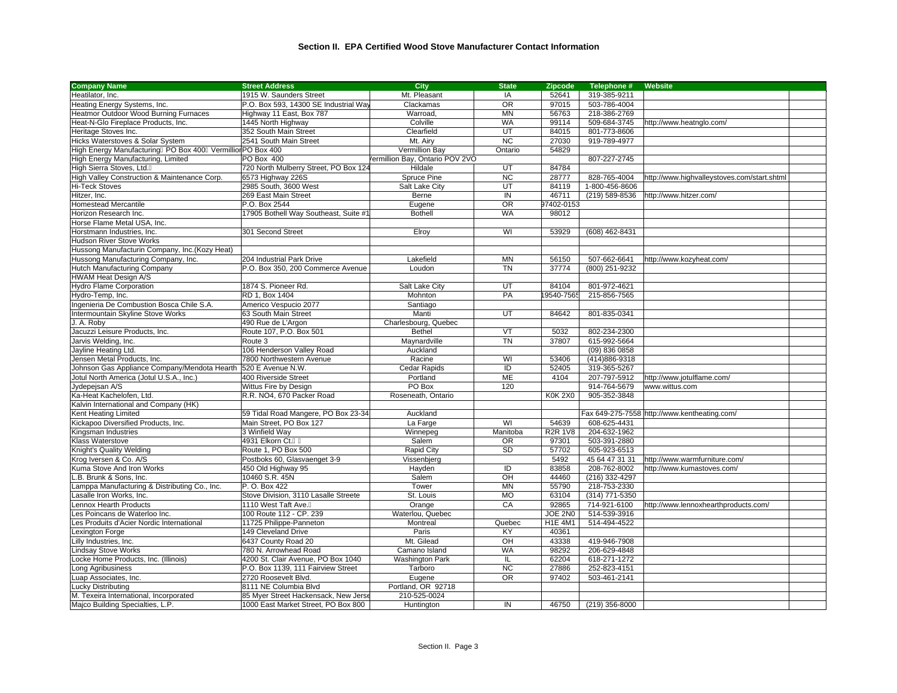### Section II. EPA Certified Wood Stove Manufacturer Contact Information

| Company Name | Street Address | City | State | Zipcode | Telephone # | Website |
|---|---|---|---|---|---|---|
| Heatilator, Inc. | 1915 W. Saunders Street | Mt. Pleasant | IA | 52641 | 319-385-9211 | |
| Heating Energy Systems, Inc. | P.O. Box 593, 14300 SE Industrial Way | Clackamas | OR | 97015 | 503-786-4004 | |
| Heatmor Outdoor Wood Burning Furnaces | Highway 11 East, Box 787 | Warroad, | MN | 56763 | 218-386-2769 | |
| Heat-N-Glo Fireplace Products, Inc. | 1445 North Highway | Colville | WA | 99114 | 509-684-3745 | http://www.heatnglo.com/ |
| Heritage Stoves Inc. | 352 South Main Street | Clearfield | UT | 84015 | 801-773-8606 | |
| Hicks Waterstoves & Solar System | 2541 South Main Street | Mt. Airy | NC | 27030 | 919-789-4977 | |
| High Energy Manufacturing PO Box 400 Vermillion | PO Box 400 | Vermillion Bay | Ontario | 54829 | | |
| High Energy Manufacturing, Limited | PO Box 400 | Vermillion Bay, Ontario POV 2VO | | | 807-227-2745 | |
| High Sierra Stoves, Ltd. | 720 North Mulberry Street, PO Box 124 | Hildale | UT | 84784 | | |
| High Valley Construction & Maintenance Corp. | 6573 Highway 226S | Spruce Pine | NC | 28777 | 828-765-4004 | http://www.highvalleystoves.com/start.shtml |
| Hi-Teck Stoves | 2985 South, 3600 West | Salt Lake City | UT | 84119 | 1-800-456-8606 | |
| Hitzer, Inc. | 269 East Main Street | Berne | IN | 46711 | (219) 589-8536 | http://www.hitzer.com/ |
| Homestead Mercantile | P.O. Box 2544 | Eugene | OR | 97402-0153 | | |
| Horizon Research Inc. | 17905 Bothell Way Southeast, Suite #1 | Bothell | WA | 98012 | | |
| Horse Flame Metal USA, Inc. | | | | | | |
| Horstmann Industries, Inc. | 301 Second Street | Elroy | WI | 53929 | (608) 462-8431 | |
| Hudson River Stove Works | | | | | | |
| Hussong Manufacturin Company, Inc.(Kozy Heat) | | | | | | |
| Hussong Manufacturing Company, Inc. | 204 Industrial Park Drive | Lakefield | MN | 56150 | 507-662-6641 | http://www.kozyheat.com/ |
| Hutch Manufacturing Company | P.O. Box 350, 200 Commerce Avenue | Loudon | TN | 37774 | (800) 251-9232 | |
| HWAM Heat Design A/S | | | | | | |
| Hydro Flame Corporation | 1874 S. Pioneer Rd. | Salt Lake City | UT | 84104 | 801-972-4621 | |
| Hydro-Temp, Inc. | RD 1, Box 1404 | Mohnton | PA | 19540-7565 | 215-856-7565 | |
| Ingenieria De Combustion Bosca Chile S.A. | Americo Vespucio 2077 | Santiago | | | | |
| Intermountain Skyline Stove Works | 63 South Main Street | Manti | UT | 84642 | 801-835-0341 | |
| J. A. Roby | 490 Rue de L'Argon | Charlesbourg, Quebec | | | | |
| Jacuzzi Leisure Products, Inc. | Route 107, P.O. Box 501 | Bethel | VT | 5032 | 802-234-2300 | |
| Jarvis Welding, Inc. | Route 3 | Maynardville | TN | 37807 | 615-992-5664 | |
| Jayline Heating Ltd. | 106 Henderson Valley Road | Auckland | | | (09) 836 0858 | |
| Jensen Metal Products, Inc. | 7800 Northwestern Avenue | Racine | WI | 53406 | (414)886-9318 | |
| Johnson Gas Appliance Company/Mendota Hearth | 520 E Avenue N.W. | Cedar Rapids | ID | 52405 | 319-365-5267 | |
| Jotul North America (Jotul U.S.A., Inc.) | 400 Riverside Street | Portland | ME | 4104 | 207-797-5912 | http://www.jotulflame.com/ |
| Jydepejsan A/S | Wittus Fire by Design | PO Box | 120 | | 914-764-5679 | www.wittus.com |
| Ka-Heat Kachelofen, Ltd. | R.R. NO4, 670 Packer Road | Roseneath, Ontario | | K0K 2X0 | 905-352-3848 | |
| Kalvin International and Company (HK) | | | | | | |
| Kent Heating Limited | 59 Tidal Road Mangere, PO Box 23-34 | Auckland | | | Fax 649-275-7558 | http://www.kentheating.com/ |
| Kickapoo Diversified Products, Inc. | Main Street, PO Box 127 | La Farge | WI | 54639 | 608-625-4431 | |
| Kingsman Industries | 3 Winfield Way | Winnepeg | Manitoba | R2R 1V8 | 204-632-1962 | |
| Klass Waterstove | 4931 Elkorn Ct. | Salem | OR | 97301 | 503-391-2880 | |
| Knight's Quality Welding | Route 1, PO Box 500 | Rapid City | SD | 57702 | 605-923-6513 | |
| Krog Iversen & Co. A/S | Postboks 60, Glasvaenget 3-9 | Vissenbjerg | | 5492 | 45 64 47 31 31 | http://www.warmfurniture.com/ |
| Kuma Stove And Iron Works | 450 Old Highway 95 | Hayden | ID | 83858 | 208-762-8002 | http://www.kumastoves.com/ |
| L.B. Brunk & Sons, Inc. | 10460 S.R. 45N | Salem | OH | 44460 | (216) 332-4297 | |
| Lamppa Manufacturing & Distributing Co., Inc. | P. O. Box 422 | Tower | MN | 55790 | 218-753-2330 | |
| Lasalle Iron Works, Inc. | Stove Division, 3110 Lasalle Streete | St. Louis | MO | 63104 | (314) 771-5350 | |
| Lennox Hearth Products | 1110 West Taft Ave. | Orange | CA | 92865 | 714-921-6100 | http://www.lennoxhearthproducts.com/ |
| Les Poincans de Waterloo Inc. | 100 Route 112 - CP. 239 | Waterlou, Quebec | | JOE 2N0 | 514-539-3916 | |
| Les Produits d'Acier Nordic International | 11725 Philippe-Panneton | Montreal | Quebec | H1E 4M1 | 514-494-4522 | |
| Lexington Forge | 149 Cleveland Drive | Paris | KY | 40361 | | |
| Lilly Industries, Inc. | 6437 County Road 20 | Mt. Gilead | OH | 43338 | 419-946-7908 | |
| Lindsay Stove Works | 780 N. Arrowhead Road | Camano Island | WA | 98292 | 206-629-4848 | |
| Locke Home Products, Inc. (Illinois) | 4200 St. Clair Avenue, PO Box 1040 | Washington Park | IL | 62204 | 618-271-1272 | |
| Long Agribusiness | P.O. Box 1139, 111 Fairview Street | Tarboro | NC | 27886 | 252-823-4151 | |
| Luap Associates, Inc. | 2720 Roosevelt Blvd. | Eugene | OR | 97402 | 503-461-2141 | |
| Lucky Distributing | 8111 NE Columbia Blvd | Portland, OR 92718 | | | | |
| M. Texeira International, Incorporated | 85 Myer Street Hackensack, New Jerse | 210-525-0024 | | | | |
| Majco Building Specialties, L.P. | 1000 East Market Street, PO Box 800 | Huntington | IN | 46750 | (219) 356-8000 | |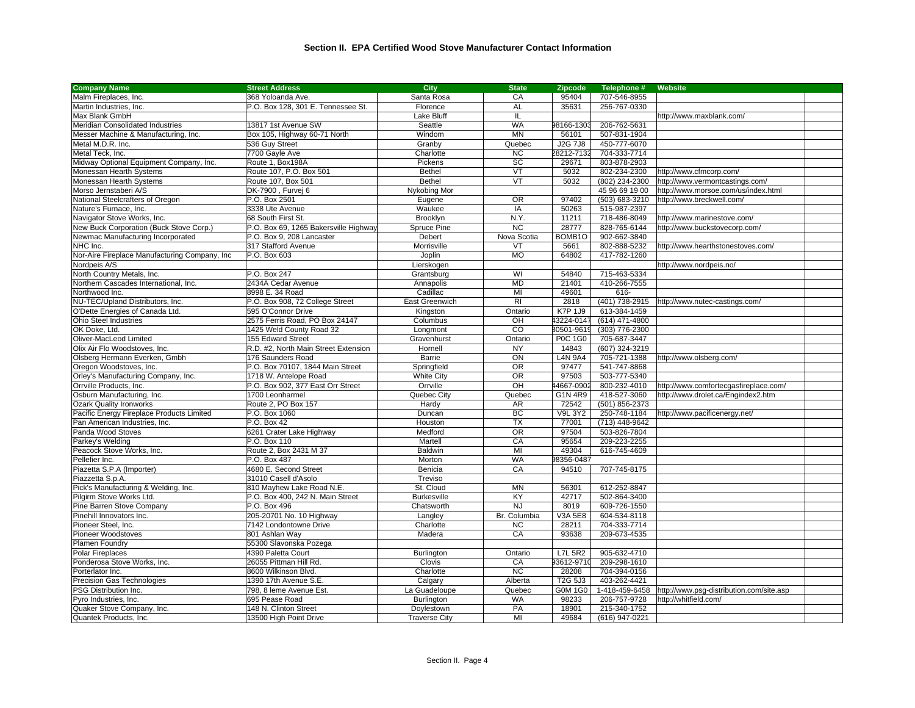**Section II. EPA Certified Wood Stove Manufacturer Contact Information**

| Company Name | Street Address | City | State | Zipcode | Telephone # | Website |
|---|---|---|---|---|---|---|
| Malm Fireplaces, Inc. | 368 Yoloanda Ave. | Santa Rosa | CA | 95404 | 707-546-8955 | |
| Martin Industries, Inc. | P.O. Box 128, 301 E. Tennessee St. | Florence | AL | 35631 | 256-767-0330 | |
| Max Blank GmbH | | Lake Bluff | IL | | | http://www.maxblank.com/ |
| Meridian Consolidated Industries | 13817 1st Avenue SW | Seattle | WA | 98166-1303 | 206-762-5631 | |
| Messer Machine & Manufacturing, Inc. | Box 105, Highway 60-71 North | Windom | MN | 56101 | 507-831-1904 | |
| Metal M.D.R. Inc. | 536 Guy Street | Granby | Quebec | J2G 7J8 | 450-777-6070 | |
| Metal Teck, Inc. | 7700 Gayle Ave | Charlotte | NC | 28212-7132 | 704-333-7714 | |
| Midway Optional Equipment Company, Inc. | Route 1, Box198A | Pickens | SC | 29671 | 803-878-2903 | |
| Monessan Hearth Systems | Route 107, P.O. Box 501 | Bethel | VT | 5032 | 802-234-2300 | http://www.cfmcorp.com/ |
| Monessan Hearth Systems | Route 107, Box 501 | Bethel | VT | 5032 | (802) 234-2300 | http://www.vermontcastings.com/ |
| Morso Jernstaberi A/S | DK-7900 , Furvej 6 | Nykobing Mor | | | 45 96 69 19 00 | http://www.morsoe.com/us/index.html |
| National Steelcrafters of Oregon | P.O. Box 2501 | Eugene | OR | 97402 | (503) 683-3210 | http://www.breckwell.com/ |
| Nature's Furnace, Inc. | 3338 Ute Avenue | Waukee | IA | 50263 | 515-987-2397 | |
| Navigator Stove Works, Inc. | 68 South First St. | Brooklyn | N.Y. | 11211 | 718-486-8049 | http://www.marinestove.com/ |
| New Buck Corporation (Buck Stove Corp.) | P.O. Box 69, 1265 Bakersville Highway | Spruce Pine | NC | 28777 | 828-765-6144 | http://www.buckstovecorp.com/ |
| Newmac Manufacturing Incorporated | P.O. Box 9, 208 Lancaster | Debert | Nova Scotia | BOMB1O | 902-662-3840 | |
| NHC Inc. | 317 Stafford Avenue | Morrisville | VT | 5661 | 802-888-5232 | http://www.hearthstonestoves.com/ |
| Nor-Aire Fireplace Manufacturing Company, Inc | P.O. Box 603 | Joplin | MO | 64802 | 417-782-1260 | |
| Nordpeis A/S | | Lierskogen | | | | http://www.nordpeis.no/ |
| North Country Metals, Inc. | P.O. Box 247 | Grantsburg | WI | 54840 | 715-463-5334 | |
| Northern Cascades International, Inc. | 2434A Cedar Avenue | Annapolis | MD | 21401 | 410-266-7555 | |
| Northwood Inc. | 8998 E. 34 Road | Cadillac | MI | 49601 | 616- | |
| NU-TEC/Upland Distributors, Inc. | P.O. Box 908, 72 College Street | East Greenwich | RI | 2818 | (401) 738-2915 | http://www.nutec-castings.com/ |
| O'Dette Energies of Canada Ltd. | 595 O'Connor Drive | Kingston | Ontario | K7P 1J9 | 613-384-1459 | |
| Ohio Steel Industries | 2575 Ferris Road, PO Box 24147 | Columbus | OH | 43224-0147 | (614) 471-4800 | |
| OK Doke, Ltd. | 1425 Weld County Road 32 | Longmont | CO | 80501-9619 | (303) 776-2300 | |
| Oliver-MacLeod Limited | 155 Edward Street | Gravenhurst | Ontario | P0C 1G0 | 705-687-3447 | |
| Olix Air Flo Woodstoves, Inc. | R.D. #2, North Main Street Extension | Hornell | NY | 14843 | (607) 324-3219 | |
| Olsberg Hermann Everken, Gmbh | 176 Saunders Road | Barrie | ON | L4N 9A4 | 705-721-1388 | http://www.olsberg.com/ |
| Oregon Woodstoves, Inc. | P.O. Box 70107, 1844 Main Street | Springfield | OR | 97477 | 541-747-8868 | |
| Orley's Manufacturing Company, Inc. | 1718 W. Antelope Road | White City | OR | 97503 | 503-777-5340 | |
| Orrville Products, Inc. | P.O. Box 902, 377 East Orr Street | Orrville | OH | 44667-0902 | 800-232-4010 | http://www.comfortecgasfireplace.com/ |
| Osburn Manufacturing, Inc. | 1700 Leonharmel | Quebec City | Quebec | G1N 4R9 | 418-527-3060 | http://www.drolet.ca/Engindex2.htm |
| Ozark Quality Ironworks | Route 2, PO Box 157 | Hardy | AR | 72542 | (501) 856-2373 | |
| Pacific Energy Fireplace Products Limited | P.O. Box 1060 | Duncan | BC | V9L 3Y2 | 250-748-1184 | http://www.pacificenergy.net/ |
| Pan American Industries, Inc. | P.O. Box 42 | Houston | TX | 77001 | (713) 448-9642 | |
| Panda Wood Stoves | 6261 Crater Lake Highway | Medford | OR | 97504 | 503-826-7804 | |
| Parkey's Welding | P.O. Box 110 | Martell | CA | 95654 | 209-223-2255 | |
| Peacock Stove Works, Inc. | Route 2, Box 2431 M 37 | Baldwin | MI | 49304 | 616-745-4609 | |
| Pellefier Inc. | P.O. Box 487 | Morton | WA | 98356-0487 | | |
| Piazzetta S.P.A (Importer) | 4680 E. Second Street | Benicia | CA | 94510 | 707-745-8175 | |
| Piazzetta S.p.A. | 31010 Casell d'Asolo | Treviso | | | | |
| Pick's Manufacturing & Welding, Inc. | 810 Mayhew Lake Road N.E. | St. Cloud | MN | 56301 | 612-252-8847 | |
| Pilgirm Stove Works Ltd. | P.O. Box 400, 242 N. Main Street | Burkesville | KY | 42717 | 502-864-3400 | |
| Pine Barren Stove Company | P.O. Box 496 | Chatsworth | NJ | 8019 | 609-726-1550 | |
| Pinehill Innovators Inc. | 205-20701 No. 10 Highway | Langley | Br. Columbia | V3A 5E8 | 604-534-8118 | |
| Pioneer Steel, Inc. | 7142 Londontowne Drive | Charlotte | NC | 28211 | 704-333-7714 | |
| Pioneer Woodstoves | 801 Ashlan Way | Madera | CA | 93638 | 209-673-4535 | |
| Plamen Foundry | 55300 Slavonska Pozega | | | | | |
| Polar Fireplaces | 4390 Paletta Court | Burlington | Ontario | L7L 5R2 | 905-632-4710 | |
| Ponderosa Stove Works, Inc. | 26055 Pittman Hill Rd. | Clovis | CA | 93612-9710 | 209-298-1610 | |
| Porterlator Inc. | 8600 Wilkinson Blvd. | Charlotte | NC | 28208 | 704-394-0156 | |
| Precision Gas Technologies | 1390 17th Avenue S.E. | Calgary | Alberta | T2G 5J3 | 403-262-4421 | |
| PSG Distribution Inc. | 798, 8 leme Avenue Est. | La Guadeloupe | Quebec | G0M 1G0 | 1-418-459-6458 | http://www.psg-distribution.com/site.asp |
| Pyro Industries, Inc. | 695 Pease Road | Burlington | WA | 98233 | 206-757-9728 | http://whitfield.com/ |
| Quaker Stove Company, Inc. | 148 N. Clinton Street | Doylestown | PA | 18901 | 215-340-1752 | |
| Quantek Products, Inc. | 13500 High Point Drive | Traverse City | MI | 49684 | (616) 947-0221 | |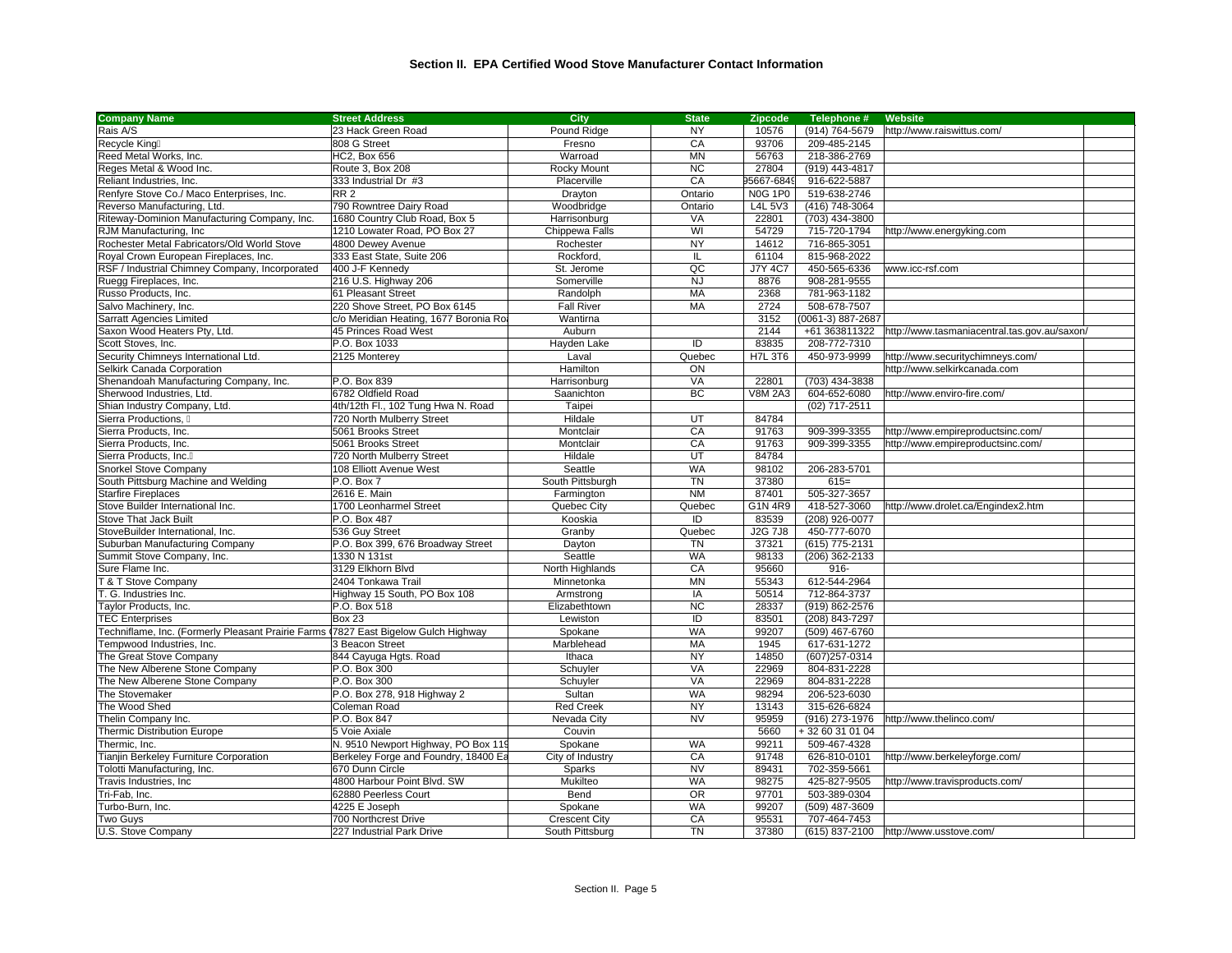### Section II. EPA Certified Wood Stove Manufacturer Contact Information

| Company Name | Street Address | City | State | Zipcode | Telephone # | Website |
|---|---|---|---|---|---|---|
| Rais A/S | 23 Hack Green Road | Pound Ridge | NY | 10576 | (914) 764-5679 | http://www.raiswittus.com/ |
| Recycle King | 808 G Street | Fresno | CA | 93706 | 209-485-2145 | |
| Reed Metal Works, Inc. | HC2, Box 656 | Warroad | MN | 56763 | 218-386-2769 | |
| Reges Metal & Wood Inc. | Route 3, Box 208 | Rocky Mount | NC | 27804 | (919) 443-4817 | |
| Reliant Industries, Inc. | 333 Industrial Dr #3 | Placerville | CA | 95667-6849 | 916-622-5887 | |
| Renfyre Stove Co./ Maco Enterprises, Inc. | RR 2 | Drayton | Ontario | N0G 1P0 | 519-638-2746 | |
| Reverso Manufacturing, Ltd. | 790 Rowntree Dairy Road | Woodbridge | Ontario | L4L 5V3 | (416) 748-3064 | |
| Riteway-Dominion Manufacturing Company, Inc. | 1680 Country Club Road, Box 5 | Harrisonburg | VA | 22801 | (703) 434-3800 | |
| RJM Manufacturing, Inc | 1210 Lowater Road, PO Box 27 | Chippewa Falls | WI | 54729 | 715-720-1794 | http://www.energyking.com |
| Rochester Metal Fabricators/Old World Stove | 4800 Dewey Avenue | Rochester | NY | 14612 | 716-865-3051 | |
| Royal Crown European Fireplaces, Inc. | 333 East State, Suite 206 | Rockford, | IL | 61104 | 815-968-2022 | |
| RSF / Industrial Chimney Company, Incorporated | 400 J-F Kennedy | St. Jerome | QC | J7Y 4C7 | 450-565-6336 | www.icc-rsf.com |
| Ruegg Fireplaces, Inc. | 216 U.S. Highway 206 | Somerville | NJ | 8876 | 908-281-9555 | |
| Russo Products, Inc. | 61 Pleasant Street | Randolph | MA | 2368 | 781-963-1182 | |
| Salvo Machinery, Inc. | 220 Shove Street, PO Box 6145 | Fall River | MA | 2724 | 508-678-7507 | |
| Sarratt Agencies Limited | c/o Meridian Heating, 1677 Boronia Ro | Wantirna | | 3152 | (0061-3) 887-2687 | |
| Saxon Wood Heaters Pty, Ltd. | 45 Princes Road West | Auburn | | 2144 | +61 363811322 | http://www.tasmaniacentral.tas.gov.au/saxon/ |
| Scott Stoves, Inc. | P.O. Box 1033 | Hayden Lake | ID | 83835 | 208-772-7310 | |
| Security Chimneys International Ltd. | 2125 Monterey | Laval | Quebec | H7L 3T6 | 450-973-9999 | http://www.securitychimneys.com/ |
| Selkirk Canada Corporation | | Hamilton | ON | | | http://www.selkirkcanada.com |
| Shenandoah Manufacturing Company, Inc. | P.O. Box 839 | Harrisonburg | VA | 22801 | (703) 434-3838 | |
| Sherwood Industries, Ltd. | 6782 Oldfield Road | Saanichton | BC | V8M 2A3 | 604-652-6080 | http://www.enviro-fire.com/ |
| Shian Industry Company, Ltd. | 4th/12th Fl., 102 Tung Hwa N. Road | Taipei | | | (02) 717-2511 | |
| Sierra Productions, | 720 North Mulberry Street | Hildale | UT | 84784 | | |
| Sierra Products, Inc. | 5061 Brooks Street | Montclair | CA | 91763 | 909-399-3355 | http://www.empireproductsinc.com/ |
| Sierra Products, Inc. | 5061 Brooks Street | Montclair | CA | 91763 | 909-399-3355 | http://www.empireproductsinc.com/ |
| Sierra Products, Inc. | 720 North Mulberry Street | Hildale | UT | 84784 | | |
| Snorkel Stove Company | 108 Elliott Avenue West | Seattle | WA | 98102 | 206-283-5701 | |
| South Pittsburg Machine and Welding | P.O. Box 7 | South Pittsburgh | TN | 37380 | 615= | |
| Starfire Fireplaces | 2616 E. Main | Farmington | NM | 87401 | 505-327-3657 | |
| Stove Builder International Inc. | 1700 Leonharmel Street | Quebec City | Quebec | G1N 4R9 | 418-527-3060 | http://www.drolet.ca/Engindex2.htm |
| Stove That Jack Built | P.O. Box 487 | Kooskia | ID | 83539 | (208) 926-0077 | |
| StoveBuilder International, Inc. | 536 Guy Street | Granby | Quebec | J2G 7J8 | 450-777-6070 | |
| Suburban Manufacturing Company | P.O. Box 399, 676 Broadway Street | Dayton | TN | 37321 | (615) 775-2131 | |
| Summit Stove Company, Inc. | 1330 N 131st | Seattle | WA | 98133 | (206) 362-2133 | |
| Sure Flame Inc. | 3129 Elkhorn Blvd | North Highlands | CA | 95660 | 916- | |
| T & T Stove Company | 2404 Tonkawa Trail | Minnetonka | MN | 55343 | 612-544-2964 | |
| T. G. Industries Inc. | Highway 15 South, PO Box 108 | Armstrong | IA | 50514 | 712-864-3737 | |
| Taylor Products, Inc. | P.O. Box 518 | Elizabethtown | NC | 28337 | (919) 862-2576 | |
| TEC Enterprises | Box 23 | Lewiston | ID | 83501 | (208) 843-7297 | |
| Techniflame, Inc. (Formerly Pleasant Prairie Farms | 7827 East Bigelow Gulch Highway | Spokane | WA | 99207 | (509) 467-6760 | |
| Tempwood Industries, Inc. | 3 Beacon Street | Marblehead | MA | 1945 | 617-631-1272 | |
| The Great Stove Company | 844 Cayuga Hgts. Road | Ithaca | NY | 14850 | (607)257-0314 | |
| The New Alberene Stone Company | P.O. Box 300 | Schuyler | VA | 22969 | 804-831-2228 | |
| The New Alberene Stone Company | P.O. Box 300 | Schuyler | VA | 22969 | 804-831-2228 | |
| The Stovemaker | P.O. Box 278, 918 Highway 2 | Sultan | WA | 98294 | 206-523-6030 | |
| The Wood Shed | Coleman Road | Red Creek | NY | 13143 | 315-626-6824 | |
| Thelin Company Inc. | P.O. Box 847 | Nevada City | NV | 95959 | (916) 273-1976 | http://www.thelinco.com/ |
| Thermic Distribution Europe | 5 Voie Axiale | Couvin | | 5660 | + 32 60 31 01 04 | |
| Thermic, Inc. | N. 9510 Newport Highway, PO Box 119 | Spokane | WA | 99211 | 509-467-4328 | |
| Tianjin Berkeley Furniture Corporation | Berkeley Forge and Foundry, 18400 Ea | City of Industry | CA | 91748 | 626-810-0101 | http://www.berkeleyforge.com/ |
| Tolotti Manufacturing, Inc. | 670 Dunn Circle | Sparks | NV | 89431 | 702-359-5661 | |
| Travis Industries, Inc | 4800 Harbour Point Blvd. SW | Mukilteo | WA | 98275 | 425-827-9505 | http://www.travisproducts.com/ |
| Tri-Fab, Inc. | 62880 Peerless Court | Bend | OR | 97701 | 503-389-0304 | |
| Turbo-Burn, Inc. | 4225 E Joseph | Spokane | WA | 99207 | (509) 487-3609 | |
| Two Guys | 700 Northcrest Drive | Crescent City | CA | 95531 | 707-464-7453 | |
| U.S. Stove Company | 227 Industrial Park Drive | South Pittsburg | TN | 37380 | (615) 837-2100 | http://www.usstove.com/ |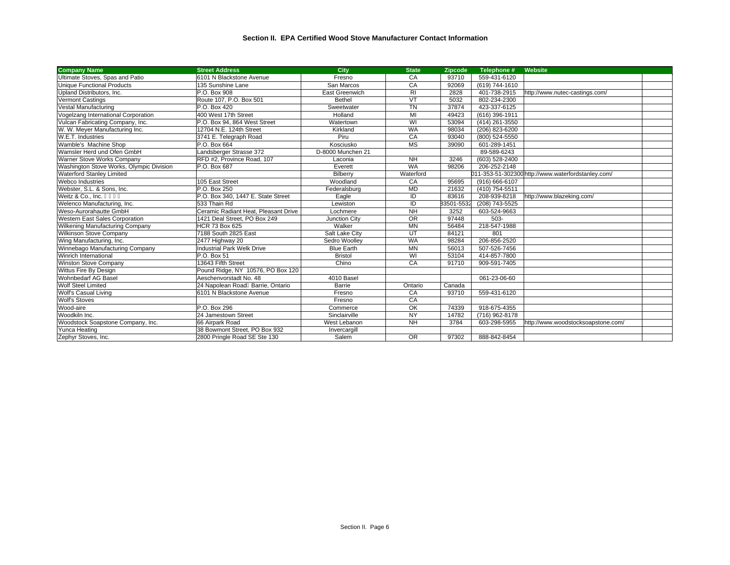### Section II. EPA Certified Wood Stove Manufacturer Contact Information

| Company Name | Street Address | City | State | Zipcode | Telephone # | Website |
|---|---|---|---|---|---|---|
| Ultimate Stoves, Spas and Patio | 6101 N Blackstone Avenue | Fresno | CA | 93710 | 559-431-6120 | |
| Unique Functional Products | 135 Sunshine Lane | San Marcos | CA | 92069 | (619) 744-1610 | |
| Upland Distributors, Inc. | P.O. Box 908 | East Greenwich | RI | 2828 | 401-738-2915 | http://www.nutec-castings.com/ |
| Vermont Castings | Route 107, P.O. Box 501 | Bethel | VT | 5032 | 802-234-2300 | |
| Vestal Manufacturing | P.O. Box 420 | Sweetwater | TN | 37874 | 423-337-6125 | |
| Vogelzang International Corporation | 400 West 17th Street | Holland | MI | 49423 | (616) 396-1911 | |
| Vulcan Fabricating Company, Inc. | P.O. Box 94, 864 West Street | Watertown | WI | 53094 | (414) 261-3550 | |
| W. W. Meyer Manufacturing Inc. | 12704 N.E. 124th Street | Kirkland | WA | 98034 | (206) 823-6200 | |
| W.E.T. Industries | 3741 E. Telegraph Road | Piru | CA | 93040 | (800) 524-5550 | |
| Wamble's Machine Shop | P.O. Box 664 | Kosciusko | MS | 39090 | 601-289-1451 | |
| Wamsler Herd und Ofen GmbH | Landsberger Strasse 372 | D-8000 Munchen 21 | | | 89-589-6243 | |
| Warner Stove Works Company | RFD #2, Province Road, 107 | Laconia | NH | 3246 | (603) 528-2400 | |
| Washington Stove Works, Olympic Division | P.O. Box 687 | Everett | WA | 98206 | 206-252-2148 | |
| Waterford Stanley Limited | | Bilberry | Waterford | | 011-353-51-302300 | http://www.waterfordstanley.com/ |
| Webco Industries | 105 East Street | Woodland | CA | 95695 | (916) 666-6107 | |
| Webster, S.L. & Sons, Inc. | P.O. Box 250 | Federalsburg | MD | 21632 | (410) 754-5511 | |
| Weitz & Co., Inc. | P.O. Box 340, 1447 E. State Street | Eagle | ID | 83616 | 208-939-8218 | http://www.blazeking.com/ |
| Welenco Manufacturing, Inc. | 533 Thain Rd | Lewiston | ID | 83501-5532 | (208) 743-5525 | |
| Weso-Aurorahautte GmbH | Ceramic Radiant Heat, Pleasant Drive | Lochmere | NH | 3252 | 603-524-9663 | |
| Western East Sales Corporation | 1421 Deal Street, PO Box 249 | Junction City | OR | 97448 | 503- | |
| Wilkening Manufacturing Company | HCR 73 Box 625 | Walker | MN | 56484 | 218-547-1988 | |
| Wilkinson Stove Company | 7188 South 2825 East | Salt Lake City | UT | 84121 | 801 | |
| Wing Manufacturing, Inc. | 2477 Highway 20 | Sedro Woolley | WA | 98284 | 206-856-2520 | |
| Winnebago Manufacturing Company | Industrial Park Welk Drive | Blue Earth | MN | 56013 | 507-526-7456 | |
| Winrich International | P.O. Box 51 | Bristol | WI | 53104 | 414-857-7800 | |
| Winston Stove Company | 13643 Fifth Street | Chino | CA | 91710 | 909-591-7405 | |
| Wittus Fire By Design | Pound Ridge, NY 10576, PO Box 120 | | | | | |
| Wohnbedarf AG Basel | Aeschenvorstadt No. 48 | 4010 Basel | | | 061-23-06-60 | |
| Wolf Steel Limited | 24 Napolean Road Barrie, Ontario | Barrie | Ontario | Canada | | |
| Wolf's Casual Living | 6101 N Blackstone Avenue | Fresno | CA | 93710 | 559-431-6120 | |
| Wolf's Stoves | | Fresno | CA | | | |
| Wood-aire | P.O. Box 296 | Commerce | OK | 74339 | 918-675-4355 | |
| Woodkiln Inc. | 24 Jamestown Street | Sinclairville | NY | 14782 | (716) 962-8178 | |
| Woodstock Soapstone Company, Inc. | 66 Airpark Road | West Lebanon | NH | 3784 | 603-298-5955 | http://www.woodstocksoapstone.com/ |
| Yunca Heating | 38 Bowmont Street, PO Box 932 | Invercargill | | | | |
| Zephyr Stoves, Inc. | 2800 Pringle Road SE Ste 130 | Salem | OR | 97302 | 888-842-8454 | |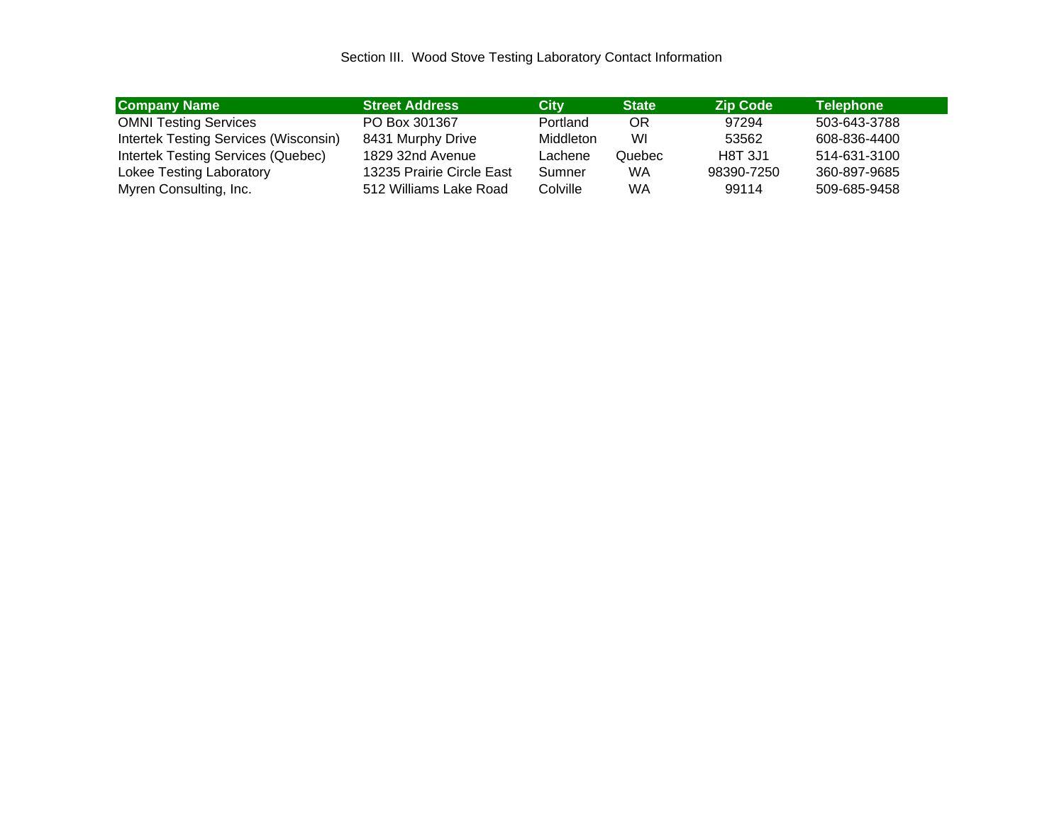Section III. Wood Stove Testing Laboratory Contact Information

| Company Name | Street Address | City | State | Zip Code | Telephone |
|---|---|---|---|---|---|
| OMNI Testing Services | PO Box 301367 | Portland | OR | 97294 | 503-643-3788 |
| Intertek Testing Services (Wisconsin) | 8431 Murphy Drive | Middleton | WI | 53562 | 608-836-4400 |
| Intertek Testing Services (Quebec) | 1829 32nd Avenue | Lachene | Quebec | H8T 3J1 | 514-631-3100 |
| Lokee Testing Laboratory | 13235 Prairie Circle East | Sumner | WA | 98390-7250 | 360-897-9685 |
| Myren Consulting, Inc. | 512 Williams Lake Road | Colville | WA | 99114 | 509-685-9458 |